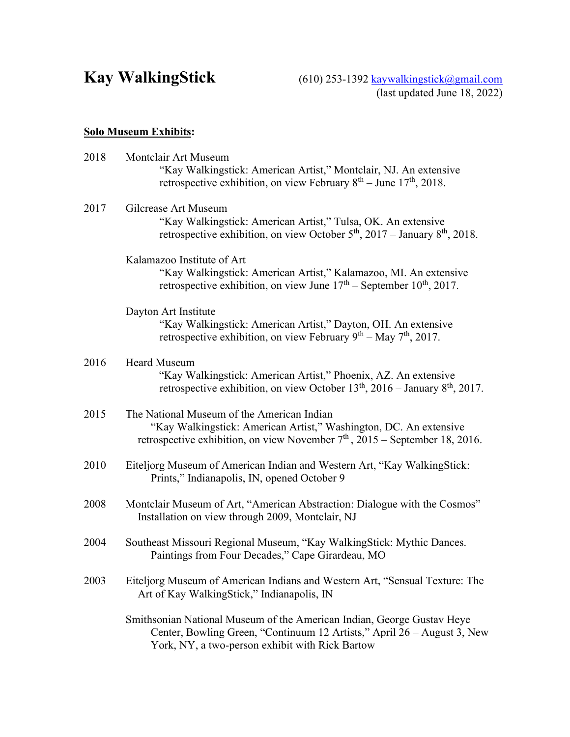# Kay WalkingStick

(610) 253-1392 kaywalkingstick@gmail.com
(last updated June 18, 2022)

**Solo Museum Exhibits:**

2018 Montclair Art Museum
"Kay Walkingstick: American Artist," Montclair, NJ. An extensive retrospective exhibition, on view February 8th – June 17th, 2018.

2017 Gilcrease Art Museum
"Kay Walkingstick: American Artist," Tulsa, OK. An extensive retrospective exhibition, on view October 5th, 2017 – January 8th, 2018.

Kalamazoo Institute of Art
"Kay Walkingstick: American Artist," Kalamazoo, MI. An extensive retrospective exhibition, on view June 17th – September 10th, 2017.

Dayton Art Institute
"Kay Walkingstick: American Artist," Dayton, OH. An extensive retrospective exhibition, on view February 9th – May 7th, 2017.

2016 Heard Museum
"Kay Walkingstick: American Artist," Phoenix, AZ. An extensive retrospective exhibition, on view October 13th, 2016 – January 8th, 2017.

2015 The National Museum of the American Indian
"Kay Walkingstick: American Artist," Washington, DC. An extensive retrospective exhibition, on view November 7th, 2015 – September 18, 2016.

2010 Eiteljorg Museum of American Indian and Western Art, "Kay WalkingStick: Prints," Indianapolis, IN, opened October 9

2008 Montclair Museum of Art, "American Abstraction: Dialogue with the Cosmos" Installation on view through 2009, Montclair, NJ

2004 Southeast Missouri Regional Museum, "Kay WalkingStick: Mythic Dances. Paintings from Four Decades," Cape Girardeau, MO

2003 Eiteljorg Museum of American Indians and Western Art, "Sensual Texture: The Art of Kay WalkingStick," Indianapolis, IN

Smithsonian National Museum of the American Indian, George Gustav Heye Center, Bowling Green, "Continuum 12 Artists," April 26 – August 3, New York, NY, a two-person exhibit with Rick Bartow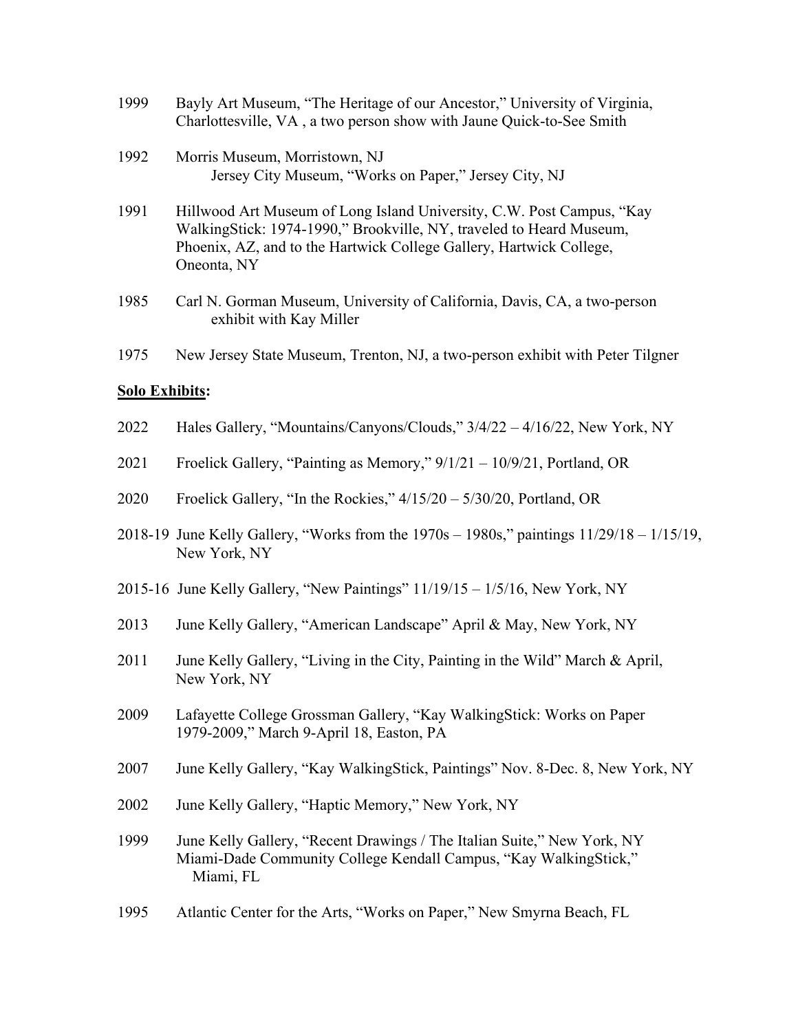1999 Bayly Art Museum, "The Heritage of our Ancestor," University of Virginia, Charlottesville, VA , a two person show with Jaune Quick-to-See Smith

1992 Morris Museum, Morristown, NJ
Jersey City Museum, "Works on Paper," Jersey City, NJ

1991 Hillwood Art Museum of Long Island University, C.W. Post Campus, "Kay WalkingStick: 1974-1990," Brookville, NY, traveled to Heard Museum, Phoenix, AZ, and to the Hartwick College Gallery, Hartwick College, Oneonta, NY

1985 Carl N. Gorman Museum, University of California, Davis, CA, a two-person exhibit with Kay Miller

1975 New Jersey State Museum, Trenton, NJ, a two-person exhibit with Peter Tilgner

**Solo Exhibits:**

2022 Hales Gallery, "Mountains/Canyons/Clouds," 3/4/22 – 4/16/22, New York, NY

2021 Froelick Gallery, "Painting as Memory," 9/1/21 – 10/9/21, Portland, OR

2020 Froelick Gallery, "In the Rockies," 4/15/20 – 5/30/20, Portland, OR

2018-19 June Kelly Gallery, "Works from the 1970s – 1980s," paintings 11/29/18 – 1/15/19, New York, NY

2015-16 June Kelly Gallery, "New Paintings" 11/19/15 – 1/5/16, New York, NY

2013 June Kelly Gallery, "American Landscape" April & May, New York, NY

2011 June Kelly Gallery, "Living in the City, Painting in the Wild" March & April, New York, NY

2009 Lafayette College Grossman Gallery, "Kay WalkingStick: Works on Paper 1979-2009," March 9-April 18, Easton, PA

2007 June Kelly Gallery, "Kay WalkingStick, Paintings" Nov. 8-Dec. 8, New York, NY

2002 June Kelly Gallery, "Haptic Memory," New York, NY

1999 June Kelly Gallery, "Recent Drawings / The Italian Suite," New York, NY
Miami-Dade Community College Kendall Campus, "Kay WalkingStick," Miami, FL

1995 Atlantic Center for the Arts, "Works on Paper," New Smyrna Beach, FL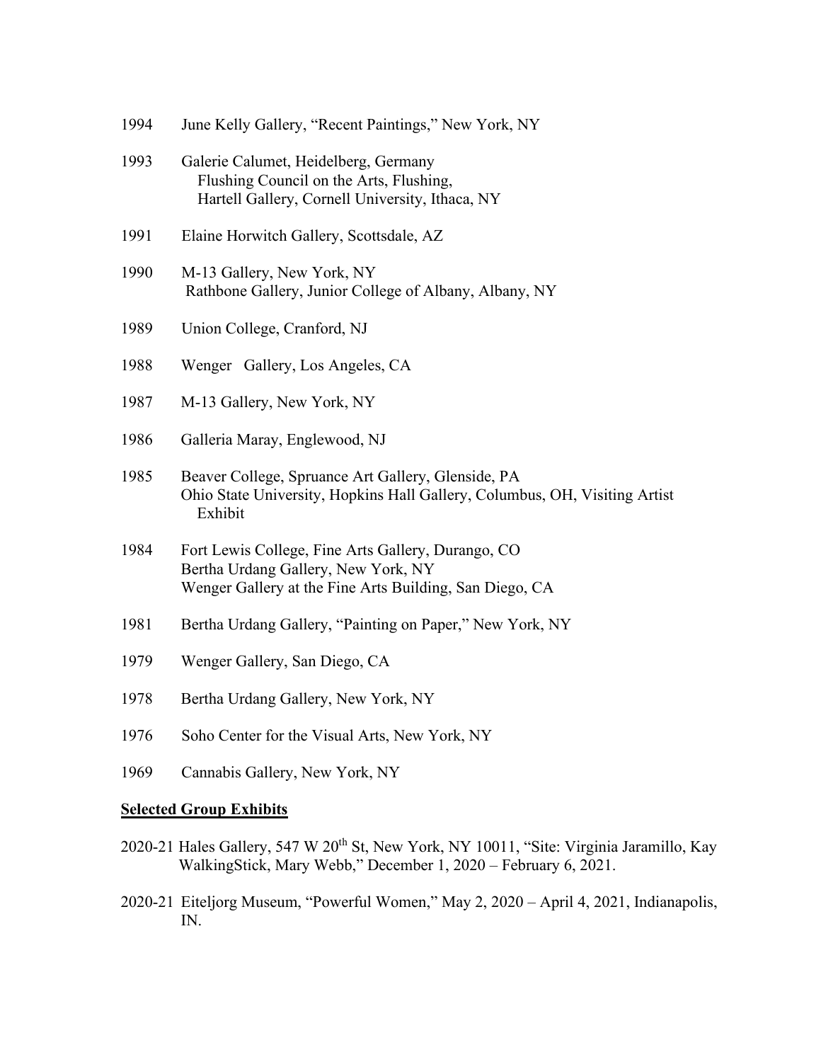1994 June Kelly Gallery, "Recent Paintings," New York, NY

1993 Galerie Calumet, Heidelberg, Germany
Flushing Council on the Arts, Flushing,
Hartell Gallery, Cornell University, Ithaca, NY

1991 Elaine Horwitch Gallery, Scottsdale, AZ

1990 M-13 Gallery, New York, NY
Rathbone Gallery, Junior College of Albany, Albany, NY

1989 Union College, Cranford, NJ

1988 Wenger Gallery, Los Angeles, CA

1987 M-13 Gallery, New York, NY

1986 Galleria Maray, Englewood, NJ

1985 Beaver College, Spruance Art Gallery, Glenside, PA
Ohio State University, Hopkins Hall Gallery, Columbus, OH, Visiting Artist Exhibit

1984 Fort Lewis College, Fine Arts Gallery, Durango, CO
Bertha Urdang Gallery, New York, NY
Wenger Gallery at the Fine Arts Building, San Diego, CA

1981 Bertha Urdang Gallery, "Painting on Paper," New York, NY

1979 Wenger Gallery, San Diego, CA

1978 Bertha Urdang Gallery, New York, NY

1976 Soho Center for the Visual Arts, New York, NY

1969 Cannabis Gallery, New York, NY

**Selected Group Exhibits**

2020-21 Hales Gallery, 547 W 20th St, New York, NY 10011, "Site: Virginia Jaramillo, Kay WalkingStick, Mary Webb," December 1, 2020 – February 6, 2021.

2020-21 Eiteljorg Museum, "Powerful Women," May 2, 2020 – April 4, 2021, Indianapolis, IN.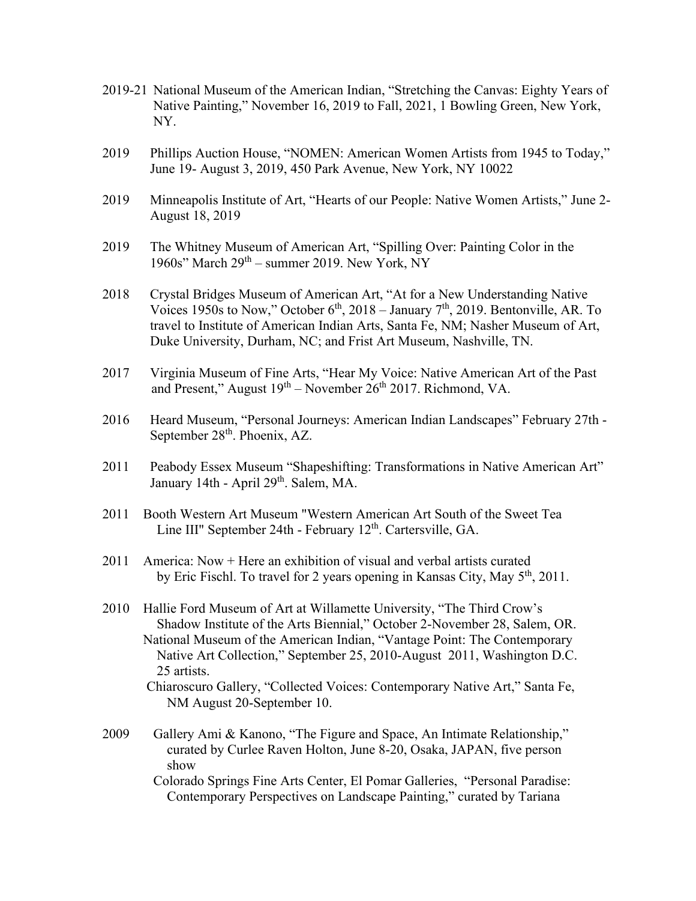2019-21 National Museum of the American Indian, "Stretching the Canvas: Eighty Years of Native Painting," November 16, 2019 to Fall, 2021, 1 Bowling Green, New York, NY.

2019 Phillips Auction House, "NOMEN: American Women Artists from 1945 to Today," June 19- August 3, 2019, 450 Park Avenue, New York, NY 10022

2019 Minneapolis Institute of Art, "Hearts of our People: Native Women Artists," June 2-August 18, 2019

2019 The Whitney Museum of American Art, "Spilling Over: Painting Color in the 1960s" March 29th – summer 2019. New York, NY

2018 Crystal Bridges Museum of American Art, "At for a New Understanding Native Voices 1950s to Now," October 6th, 2018 – January 7th, 2019. Bentonville, AR. To travel to Institute of American Indian Arts, Santa Fe, NM; Nasher Museum of Art, Duke University, Durham, NC; and Frist Art Museum, Nashville, TN.

2017 Virginia Museum of Fine Arts, "Hear My Voice: Native American Art of the Past and Present," August 19th – November 26th 2017. Richmond, VA.

2016 Heard Museum, "Personal Journeys: American Indian Landscapes" February 27th - September 28th. Phoenix, AZ.

2011 Peabody Essex Museum "Shapeshifting: Transformations in Native American Art" January 14th - April 29th. Salem, MA.

2011 Booth Western Art Museum "Western American Art South of the Sweet Tea Line III" September 24th - February 12th. Cartersville, GA.

2011 America: Now + Here an exhibition of visual and verbal artists curated by Eric Fischl. To travel for 2 years opening in Kansas City, May 5th, 2011.

2010 Hallie Ford Museum of Art at Willamette University, "The Third Crow's Shadow Institute of the Arts Biennial," October 2-November 28, Salem, OR.
National Museum of the American Indian, "Vantage Point: The Contemporary Native Art Collection," September 25, 2010-August 2011, Washington D.C. 25 artists.
Chiaroscuro Gallery, "Collected Voices: Contemporary Native Art," Santa Fe, NM August 20-September 10.

2009 Gallery Ami & Kanono, "The Figure and Space, An Intimate Relationship," curated by Curlee Raven Holton, June 8-20, Osaka, JAPAN, five person show
Colorado Springs Fine Arts Center, El Pomar Galleries, "Personal Paradise: Contemporary Perspectives on Landscape Painting," curated by Tariana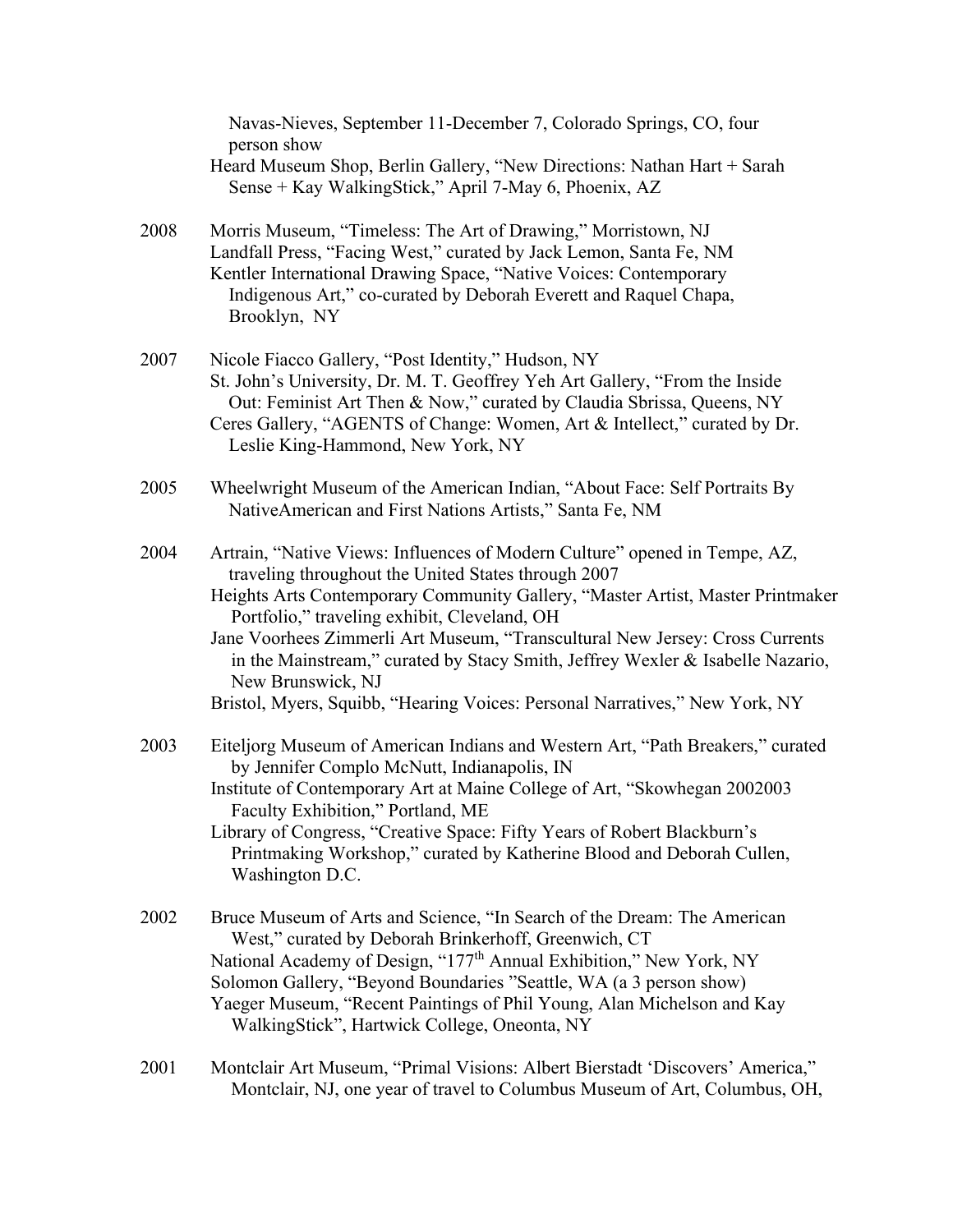Navas-Nieves, September 11-December 7, Colorado Springs, CO, four person show

Heard Museum Shop, Berlin Gallery, "New Directions: Nathan Hart + Sarah Sense + Kay WalkingStick," April 7-May 6, Phoenix, AZ

2008 Morris Museum, "Timeless: The Art of Drawing," Morristown, NJ

Landfall Press, "Facing West," curated by Jack Lemon, Santa Fe, NM

Kentler International Drawing Space, "Native Voices: Contemporary Indigenous Art," co-curated by Deborah Everett and Raquel Chapa, Brooklyn, NY

2007 Nicole Fiacco Gallery, "Post Identity," Hudson, NY

St. John's University, Dr. M. T. Geoffrey Yeh Art Gallery, "From the Inside Out: Feminist Art Then & Now," curated by Claudia Sbrissa, Queens, NY

Ceres Gallery, "AGENTS of Change: Women, Art & Intellect," curated by Dr. Leslie King-Hammond, New York, NY

2005 Wheelwright Museum of the American Indian, "About Face: Self Portraits By NativeAmerican and First Nations Artists," Santa Fe, NM

2004 Artrain, "Native Views: Influences of Modern Culture" opened in Tempe, AZ, traveling throughout the United States through 2007

Heights Arts Contemporary Community Gallery, "Master Artist, Master Printmaker Portfolio," traveling exhibit, Cleveland, OH

Jane Voorhees Zimmerli Art Museum, "Transcultural New Jersey: Cross Currents in the Mainstream," curated by Stacy Smith, Jeffrey Wexler & Isabelle Nazario, New Brunswick, NJ

Bristol, Myers, Squibb, "Hearing Voices: Personal Narratives," New York, NY

2003 Eiteljorg Museum of American Indians and Western Art, "Path Breakers," curated by Jennifer Complo McNutt, Indianapolis, IN

Institute of Contemporary Art at Maine College of Art, "Skowhegan 2002003 Faculty Exhibition," Portland, ME

Library of Congress, "Creative Space: Fifty Years of Robert Blackburn's Printmaking Workshop," curated by Katherine Blood and Deborah Cullen, Washington D.C.

2002 Bruce Museum of Arts and Science, "In Search of the Dream: The American West," curated by Deborah Brinkerhoff, Greenwich, CT

National Academy of Design, "177th Annual Exhibition," New York, NY

Solomon Gallery, "Beyond Boundaries "Seattle, WA (a 3 person show)

Yaeger Museum, "Recent Paintings of Phil Young, Alan Michelson and Kay WalkingStick", Hartwick College, Oneonta, NY

2001 Montclair Art Museum, "Primal Visions: Albert Bierstadt 'Discovers' America," Montclair, NJ, one year of travel to Columbus Museum of Art, Columbus, OH,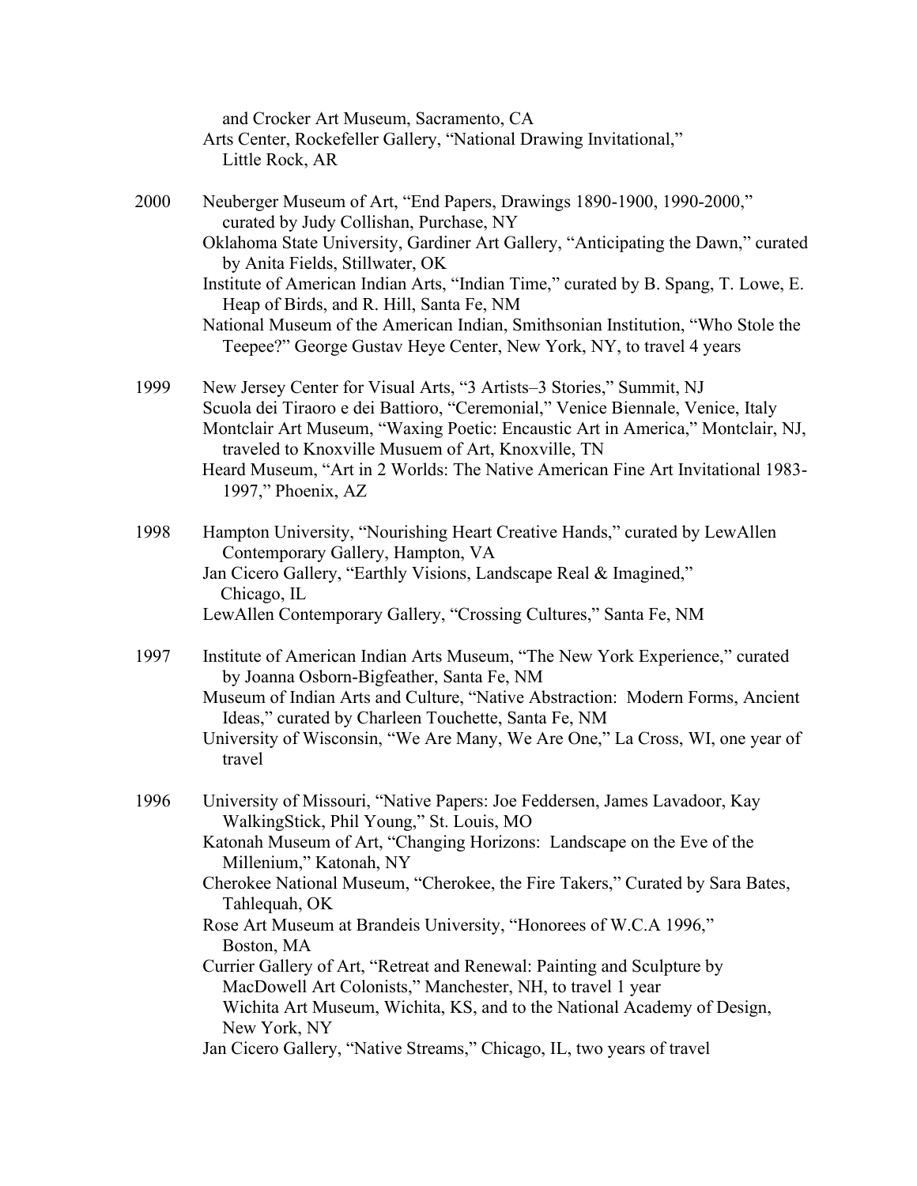and Crocker Art Museum, Sacramento, CA
Arts Center, Rockefeller Gallery, "National Drawing Invitational," Little Rock, AR

2000 Neuberger Museum of Art, "End Papers, Drawings 1890-1900, 1990-2000," curated by Judy Collishan, Purchase, NY
Oklahoma State University, Gardiner Art Gallery, "Anticipating the Dawn," curated by Anita Fields, Stillwater, OK
Institute of American Indian Arts, "Indian Time," curated by B. Spang, T. Lowe, E. Heap of Birds, and R. Hill, Santa Fe, NM
National Museum of the American Indian, Smithsonian Institution, "Who Stole the Teepee?" George Gustav Heye Center, New York, NY, to travel 4 years

1999 New Jersey Center for Visual Arts, "3 Artists–3 Stories," Summit, NJ
Scuola dei Tiraoro e dei Battioro, "Ceremonial," Venice Biennale, Venice, Italy
Montclair Art Museum, "Waxing Poetic: Encaustic Art in America," Montclair, NJ, traveled to Knoxville Musuem of Art, Knoxville, TN
Heard Museum, "Art in 2 Worlds: The Native American Fine Art Invitational 1983-1997," Phoenix, AZ

1998 Hampton University, "Nourishing Heart Creative Hands," curated by LewAllen Contemporary Gallery, Hampton, VA
Jan Cicero Gallery, "Earthly Visions, Landscape Real & Imagined," Chicago, IL
LewAllen Contemporary Gallery, "Crossing Cultures," Santa Fe, NM

1997 Institute of American Indian Arts Museum, "The New York Experience," curated by Joanna Osborn-Bigfeather, Santa Fe, NM
Museum of Indian Arts and Culture, "Native Abstraction: Modern Forms, Ancient Ideas," curated by Charleen Touchette, Santa Fe, NM
University of Wisconsin, "We Are Many, We Are One," La Cross, WI, one year of travel

1996 University of Missouri, "Native Papers: Joe Feddersen, James Lavadoor, Kay WalkingStick, Phil Young," St. Louis, MO
Katonah Museum of Art, "Changing Horizons: Landscape on the Eve of the Millenium," Katonah, NY
Cherokee National Museum, "Cherokee, the Fire Takers," Curated by Sara Bates, Tahlequah, OK
Rose Art Museum at Brandeis University, "Honorees of W.C.A 1996," Boston, MA
Currier Gallery of Art, "Retreat and Renewal: Painting and Sculpture by MacDowell Art Colonists," Manchester, NH, to travel 1 year
Wichita Art Museum, Wichita, KS, and to the National Academy of Design, New York, NY
Jan Cicero Gallery, "Native Streams," Chicago, IL, two years of travel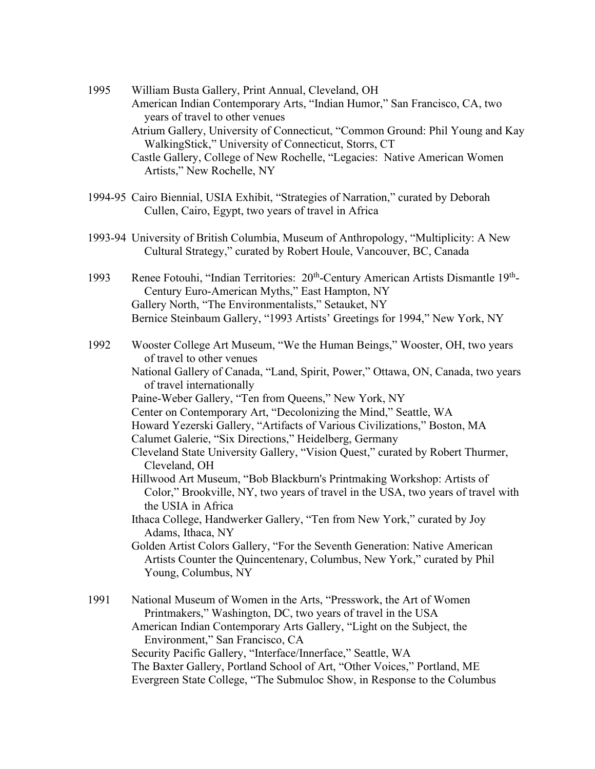1995 William Busta Gallery, Print Annual, Cleveland, OH
American Indian Contemporary Arts, "Indian Humor," San Francisco, CA, two years of travel to other venues
Atrium Gallery, University of Connecticut, "Common Ground: Phil Young and Kay WalkingStick," University of Connecticut, Storrs, CT
Castle Gallery, College of New Rochelle, "Legacies: Native American Women Artists," New Rochelle, NY

1994-95 Cairo Biennial, USIA Exhibit, "Strategies of Narration," curated by Deborah Cullen, Cairo, Egypt, two years of travel in Africa

1993-94 University of British Columbia, Museum of Anthropology, "Multiplicity: A New Cultural Strategy," curated by Robert Houle, Vancouver, BC, Canada

1993 Renee Fotouhi, "Indian Territories: 20th-Century American Artists Dismantle 19th-Century Euro-American Myths," East Hampton, NY
Gallery North, "The Environmentalists," Setauket, NY
Bernice Steinbaum Gallery, "1993 Artists' Greetings for 1994," New York, NY

1992 Wooster College Art Museum, "We the Human Beings," Wooster, OH, two years of travel to other venues
National Gallery of Canada, "Land, Spirit, Power," Ottawa, ON, Canada, two years of travel internationally
Paine-Weber Gallery, "Ten from Queens," New York, NY
Center on Contemporary Art, "Decolonizing the Mind," Seattle, WA
Howard Yezerski Gallery, "Artifacts of Various Civilizations," Boston, MA
Calumet Galerie, "Six Directions," Heidelberg, Germany
Cleveland State University Gallery, "Vision Quest," curated by Robert Thurmer, Cleveland, OH
Hillwood Art Museum, "Bob Blackburn's Printmaking Workshop: Artists of Color," Brookville, NY, two years of travel in the USA, two years of travel with the USIA in Africa
Ithaca College, Handwerker Gallery, "Ten from New York," curated by Joy Adams, Ithaca, NY
Golden Artist Colors Gallery, "For the Seventh Generation: Native American Artists Counter the Quincentenary, Columbus, New York," curated by Phil Young, Columbus, NY

1991 National Museum of Women in the Arts, "Presswork, the Art of Women Printmakers," Washington, DC, two years of travel in the USA
American Indian Contemporary Arts Gallery, "Light on the Subject, the Environment," San Francisco, CA
Security Pacific Gallery, "Interface/Innerface," Seattle, WA
The Baxter Gallery, Portland School of Art, "Other Voices," Portland, ME
Evergreen State College, "The Submuloc Show, in Response to the Columbus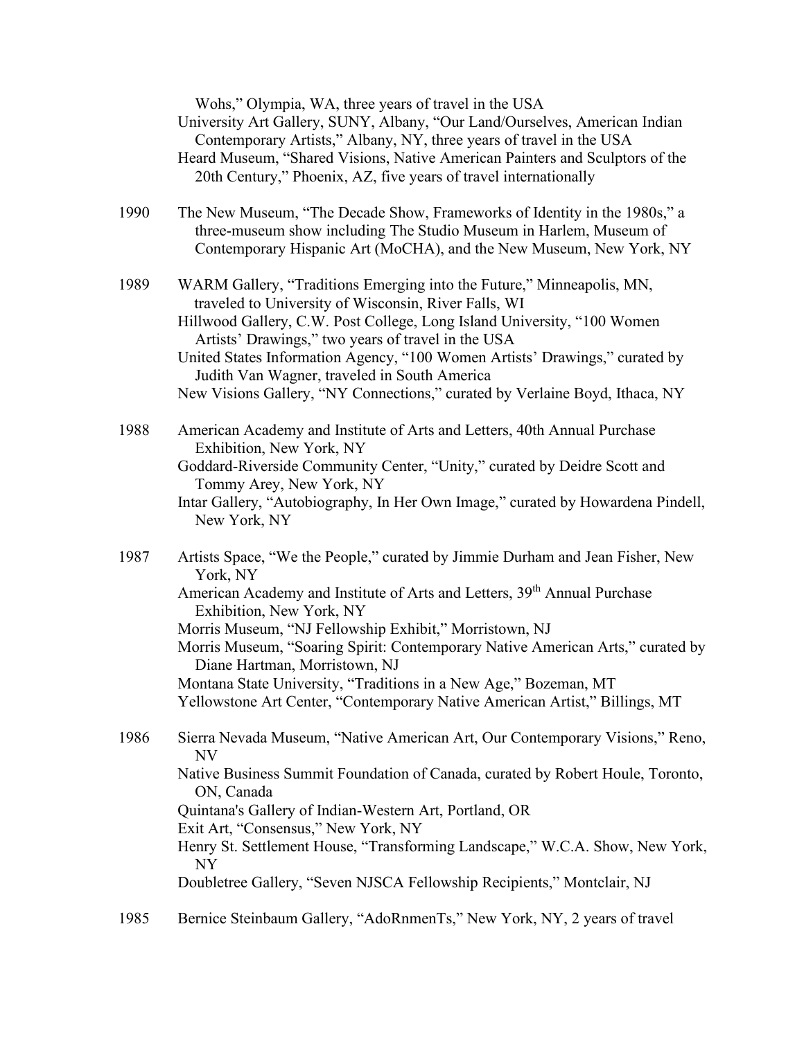Wohs," Olympia, WA, three years of travel in the USA
University Art Gallery, SUNY, Albany, "Our Land/Ourselves, American Indian Contemporary Artists," Albany, NY, three years of travel in the USA
Heard Museum, "Shared Visions, Native American Painters and Sculptors of the 20th Century," Phoenix, AZ, five years of travel internationally

1990 The New Museum, "The Decade Show, Frameworks of Identity in the 1980s," a three-museum show including The Studio Museum in Harlem, Museum of Contemporary Hispanic Art (MoCHA), and the New Museum, New York, NY

1989 WARM Gallery, "Traditions Emerging into the Future," Minneapolis, MN, traveled to University of Wisconsin, River Falls, WI
Hillwood Gallery, C.W. Post College, Long Island University, "100 Women Artists' Drawings," two years of travel in the USA
United States Information Agency, "100 Women Artists' Drawings," curated by Judith Van Wagner, traveled in South America
New Visions Gallery, "NY Connections," curated by Verlaine Boyd, Ithaca, NY

1988 American Academy and Institute of Arts and Letters, 40th Annual Purchase Exhibition, New York, NY
Goddard-Riverside Community Center, "Unity," curated by Deidre Scott and Tommy Arey, New York, NY
Intar Gallery, "Autobiography, In Her Own Image," curated by Howardena Pindell, New York, NY

1987 Artists Space, "We the People," curated by Jimmie Durham and Jean Fisher, New York, NY
American Academy and Institute of Arts and Letters, 39th Annual Purchase Exhibition, New York, NY
Morris Museum, "NJ Fellowship Exhibit," Morristown, NJ
Morris Museum, "Soaring Spirit: Contemporary Native American Arts," curated by Diane Hartman, Morristown, NJ
Montana State University, "Traditions in a New Age," Bozeman, MT
Yellowstone Art Center, "Contemporary Native American Artist," Billings, MT

1986 Sierra Nevada Museum, "Native American Art, Our Contemporary Visions," Reno, NV
Native Business Summit Foundation of Canada, curated by Robert Houle, Toronto, ON, Canada
Quintana's Gallery of Indian-Western Art, Portland, OR
Exit Art, "Consensus," New York, NY
Henry St. Settlement House, "Transforming Landscape," W.C.A. Show, New York, NY
Doubletree Gallery, "Seven NJSCA Fellowship Recipients," Montclair, NJ

1985 Bernice Steinbaum Gallery, "AdoRnmenTs," New York, NY, 2 years of travel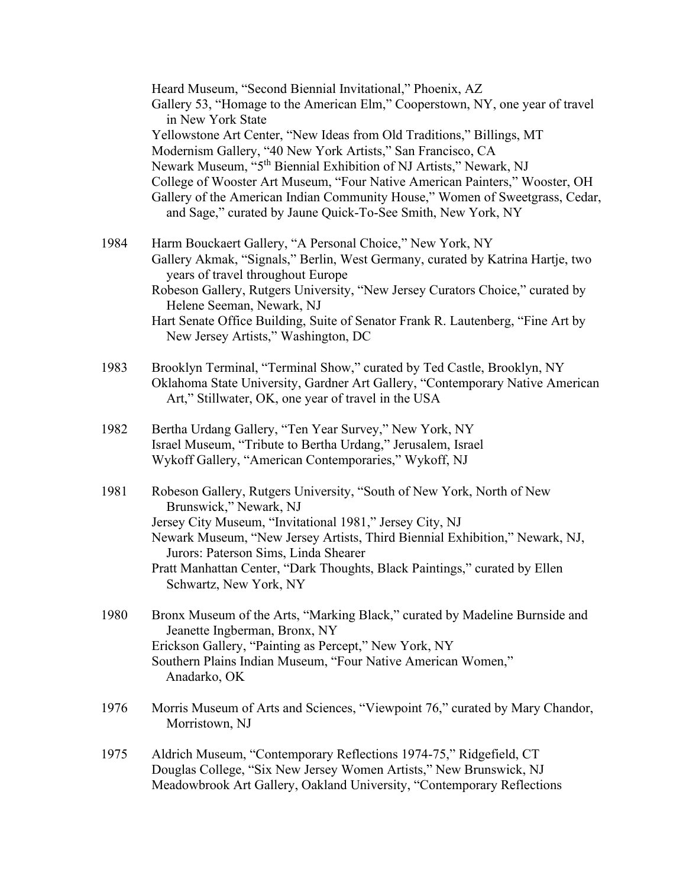Heard Museum, "Second Biennial Invitational," Phoenix, AZ
Gallery 53, "Homage to the American Elm," Cooperstown, NY, one year of travel in New York State
Yellowstone Art Center, "New Ideas from Old Traditions," Billings, MT
Modernism Gallery, "40 New York Artists," San Francisco, CA
Newark Museum, "5th Biennial Exhibition of NJ Artists," Newark, NJ
College of Wooster Art Museum, "Four Native American Painters," Wooster, OH
Gallery of the American Indian Community House," Women of Sweetgrass, Cedar, and Sage," curated by Jaune Quick-To-See Smith, New York, NY

1984 Harm Bouckaert Gallery, "A Personal Choice," New York, NY
Gallery Akmak, "Signals," Berlin, West Germany, curated by Katrina Hartje, two years of travel throughout Europe
Robeson Gallery, Rutgers University, "New Jersey Curators Choice," curated by Helene Seeman, Newark, NJ
Hart Senate Office Building, Suite of Senator Frank R. Lautenberg, "Fine Art by New Jersey Artists," Washington, DC

1983 Brooklyn Terminal, "Terminal Show," curated by Ted Castle, Brooklyn, NY
Oklahoma State University, Gardner Art Gallery, "Contemporary Native American Art," Stillwater, OK, one year of travel in the USA

1982 Bertha Urdang Gallery, "Ten Year Survey," New York, NY
Israel Museum, "Tribute to Bertha Urdang," Jerusalem, Israel
Wykoff Gallery, "American Contemporaries," Wykoff, NJ

1981 Robeson Gallery, Rutgers University, "South of New York, North of New Brunswick," Newark, NJ
Jersey City Museum, "Invitational 1981," Jersey City, NJ
Newark Museum, "New Jersey Artists, Third Biennial Exhibition," Newark, NJ, Jurors: Paterson Sims, Linda Shearer
Pratt Manhattan Center, "Dark Thoughts, Black Paintings," curated by Ellen Schwartz, New York, NY

1980 Bronx Museum of the Arts, "Marking Black," curated by Madeline Burnside and Jeanette Ingberman, Bronx, NY
Erickson Gallery, "Painting as Percept," New York, NY
Southern Plains Indian Museum, "Four Native American Women," Anadarko, OK

1976 Morris Museum of Arts and Sciences, "Viewpoint 76," curated by Mary Chandor, Morristown, NJ

1975 Aldrich Museum, "Contemporary Reflections 1974-75," Ridgefield, CT
Douglas College, "Six New Jersey Women Artists," New Brunswick, NJ
Meadowbrook Art Gallery, Oakland University, "Contemporary Reflections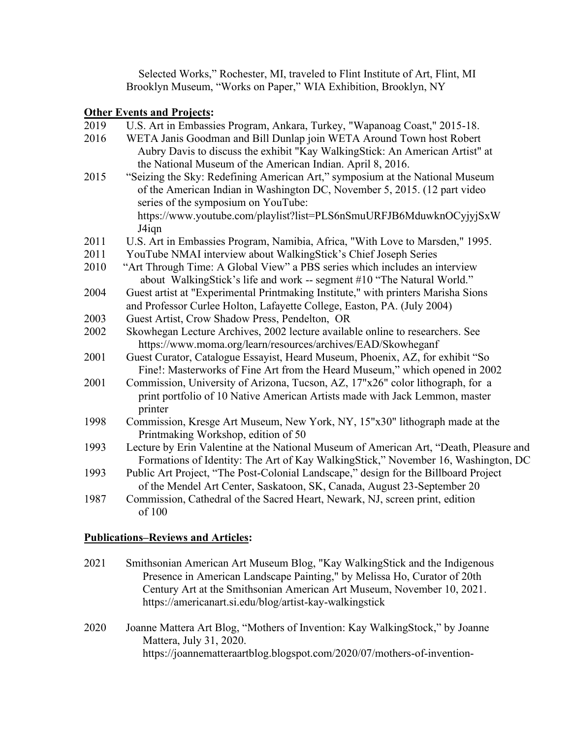Selected Works," Rochester, MI, traveled to Flint Institute of Art, Flint, MI
Brooklyn Museum, "Works on Paper," WIA Exhibition, Brooklyn, NY

**Other Events and Projects:**

2019 U.S. Art in Embassies Program, Ankara, Turkey, "Wapanoag Coast," 2015-18.

2016 WETA Janis Goodman and Bill Dunlap join WETA Around Town host Robert Aubry Davis to discuss the exhibit "Kay WalkingStick: An American Artist" at the National Museum of the American Indian. April 8, 2016.

2015 "Seizing the Sky: Redefining American Art," symposium at the National Museum of the American Indian in Washington DC, November 5, 2015. (12 part video series of the symposium on YouTube: https://www.youtube.com/playlist?list=PLS6nSmuURFJB6MduwknOCyjyjSxWJ4iqn

2011 U.S. Art in Embassies Program, Namibia, Africa, "With Love to Marsden," 1995.

2011 YouTube NMAI interview about WalkingStick's Chief Joseph Series

2010 "Art Through Time: A Global View" a PBS series which includes an interview about WalkingStick's life and work -- segment #10 "The Natural World."

2004 Guest artist at "Experimental Printmaking Institute," with printers Marisha Sions and Professor Curlee Holton, Lafayette College, Easton, PA. (July 2004)

2003 Guest Artist, Crow Shadow Press, Pendelton, OR

2002 Skowhegan Lecture Archives, 2002 lecture available online to researchers. See https://www.moma.org/learn/resources/archives/EAD/Skowheganf

2001 Guest Curator, Catalogue Essayist, Heard Museum, Phoenix, AZ, for exhibit "So Fine!: Masterworks of Fine Art from the Heard Museum," which opened in 2002

2001 Commission, University of Arizona, Tucson, AZ, 17"x26" color lithograph, for a print portfolio of 10 Native American Artists made with Jack Lemmon, master printer

1998 Commission, Kresge Art Museum, New York, NY, 15"x30" lithograph made at the Printmaking Workshop, edition of 50

1993 Lecture by Erin Valentine at the National Museum of American Art, "Death, Pleasure and Formations of Identity: The Art of Kay WalkingStick," November 16, Washington, DC

1993 Public Art Project, "The Post-Colonial Landscape," design for the Billboard Project of the Mendel Art Center, Saskatoon, SK, Canada, August 23-September 20

1987 Commission, Cathedral of the Sacred Heart, Newark, NJ, screen print, edition of 100

**Publications–Reviews and Articles:**

2021 Smithsonian American Art Museum Blog, "Kay WalkingStick and the Indigenous Presence in American Landscape Painting," by Melissa Ho, Curator of 20th Century Art at the Smithsonian American Art Museum, November 10, 2021. https://americanart.si.edu/blog/artist-kay-walkingstick

2020 Joanne Mattera Art Blog, "Mothers of Invention: Kay WalkingStock," by Joanne Mattera, July 31, 2020. https://joannematteraartblog.blogspot.com/2020/07/mothers-of-invention-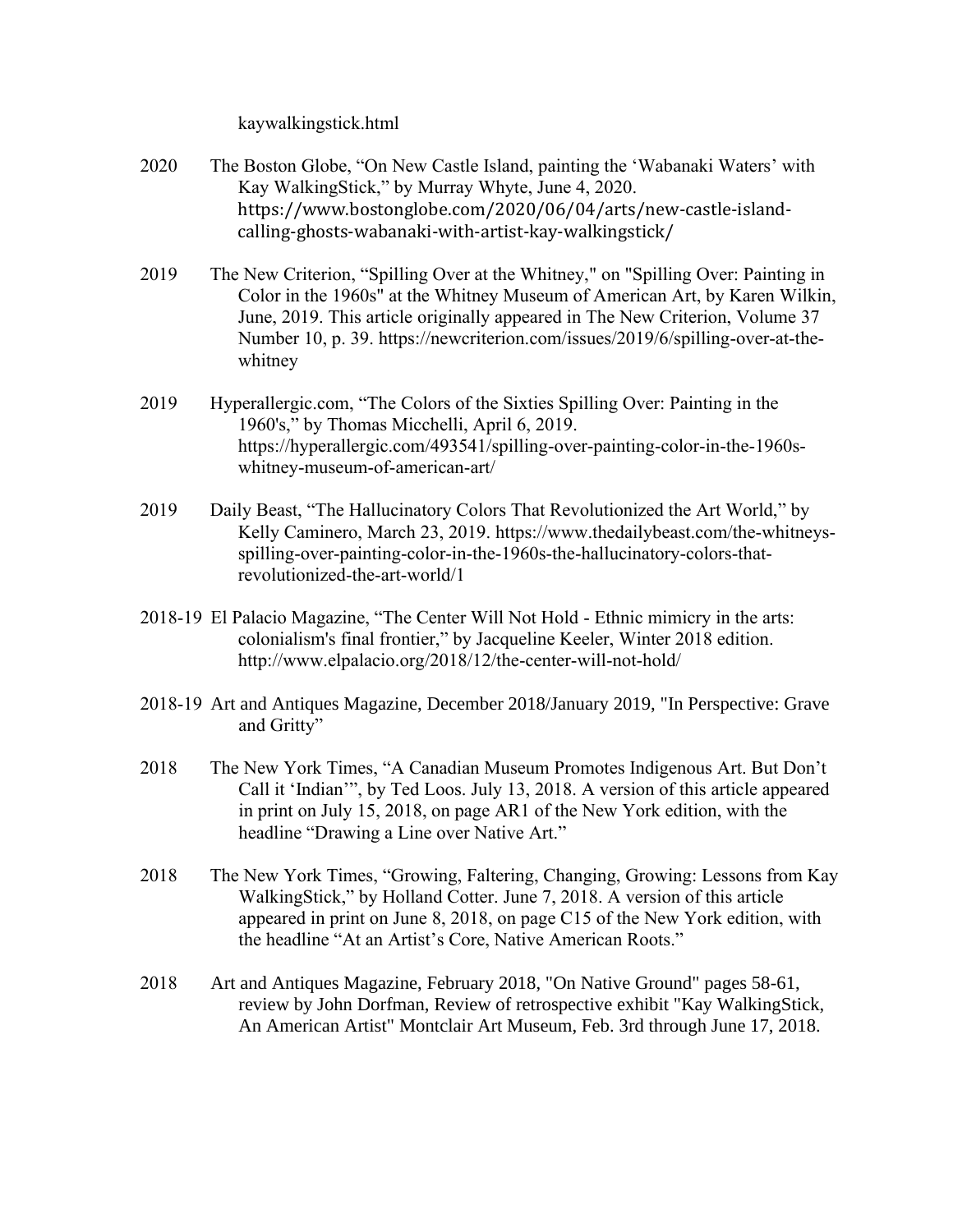kaywalkingstick.html

2020 The Boston Globe, “On New Castle Island, painting the ‘Wabanaki Waters’ with Kay WalkingStick,” by Murray Whyte, June 4, 2020. https://www.bostonglobe.com/2020/06/04/arts/new-castle-island-calling-ghosts-wabanaki-with-artist-kay-walkingstick/

2019 The New Criterion, “Spilling Over at the Whitney," on "Spilling Over: Painting in Color in the 1960s" at the Whitney Museum of American Art, by Karen Wilkin, June, 2019. This article originally appeared in The New Criterion, Volume 37 Number 10, p. 39. https://newcriterion.com/issues/2019/6/spilling-over-at-the-whitney

2019 Hyperallergic.com, “The Colors of the Sixties Spilling Over: Painting in the 1960's,” by Thomas Micchelli, April 6, 2019. https://hyperallergic.com/493541/spilling-over-painting-color-in-the-1960s-whitney-museum-of-american-art/

2019 Daily Beast, “The Hallucinatory Colors That Revolutionized the Art World,” by Kelly Caminero, March 23, 2019. https://www.thedailybeast.com/the-whitneys-spilling-over-painting-color-in-the-1960s-the-hallucinatory-colors-that-revolutionized-the-art-world/1

2018-19 El Palacio Magazine, “The Center Will Not Hold - Ethnic mimicry in the arts: colonialism's final frontier,” by Jacqueline Keeler, Winter 2018 edition. http://www.elpalacio.org/2018/12/the-center-will-not-hold/

2018-19 Art and Antiques Magazine, December 2018/January 2019, "In Perspective: Grave and Gritty”

2018 The New York Times, “A Canadian Museum Promotes Indigenous Art. But Don’t Call it ‘Indian’”, by Ted Loos. July 13, 2018. A version of this article appeared in print on July 15, 2018, on page AR1 of the New York edition, with the headline “Drawing a Line over Native Art.”

2018 The New York Times, “Growing, Faltering, Changing, Growing: Lessons from Kay WalkingStick,” by Holland Cotter. June 7, 2018. A version of this article appeared in print on June 8, 2018, on page C15 of the New York edition, with the headline “At an Artist’s Core, Native American Roots.”

2018 Art and Antiques Magazine, February 2018, "On Native Ground" pages 58-61, review by John Dorfman, Review of retrospective exhibit "Kay WalkingStick, An American Artist" Montclair Art Museum, Feb. 3rd through June 17, 2018.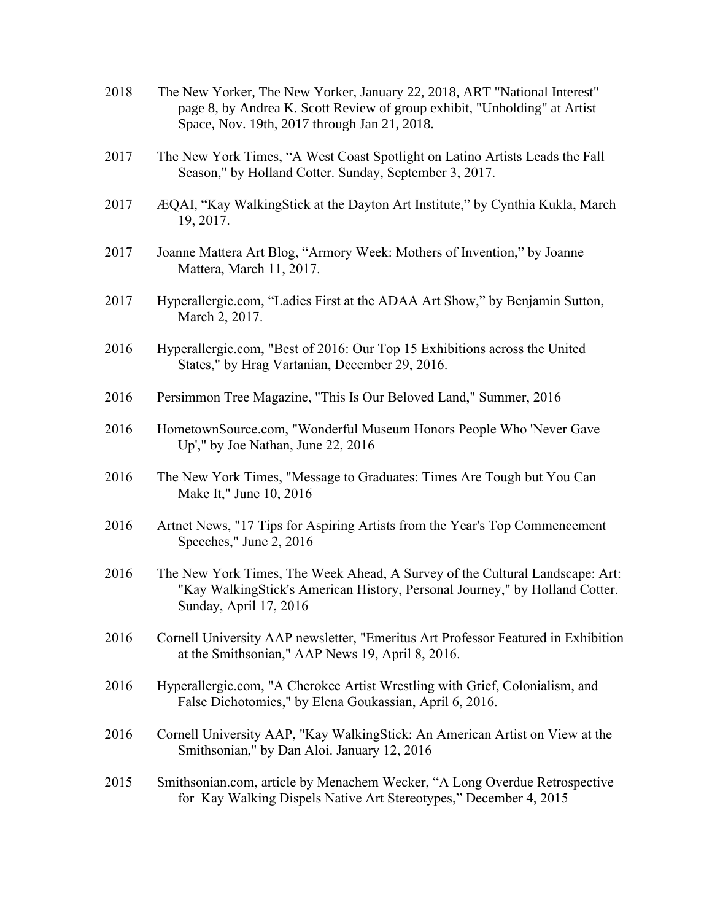2018 The New Yorker, The New Yorker, January 22, 2018, ART "National Interest" page 8, by Andrea K. Scott Review of group exhibit, "Unholding" at Artist Space, Nov. 19th, 2017 through Jan 21, 2018.

2017 The New York Times, “A West Coast Spotlight on Latino Artists Leads the Fall Season," by Holland Cotter. Sunday, September 3, 2017.

2017 ÆQAI, “Kay WalkingStick at the Dayton Art Institute,” by Cynthia Kukla, March 19, 2017.

2017 Joanne Mattera Art Blog, “Armory Week: Mothers of Invention,” by Joanne Mattera, March 11, 2017.

2017 Hyperallergic.com, “Ladies First at the ADAA Art Show,” by Benjamin Sutton, March 2, 2017.

2016 Hyperallergic.com, "Best of 2016: Our Top 15 Exhibitions across the United States," by Hrag Vartanian, December 29, 2016.

2016 Persimmon Tree Magazine, "This Is Our Beloved Land," Summer, 2016

2016 HometownSource.com, "Wonderful Museum Honors People Who 'Never Gave Up'," by Joe Nathan, June 22, 2016

2016 The New York Times, "Message to Graduates: Times Are Tough but You Can Make It," June 10, 2016

2016 Artnet News, "17 Tips for Aspiring Artists from the Year's Top Commencement Speeches," June 2, 2016

2016 The New York Times, The Week Ahead, A Survey of the Cultural Landscape: Art: "Kay WalkingStick's American History, Personal Journey," by Holland Cotter. Sunday, April 17, 2016

2016 Cornell University AAP newsletter, "Emeritus Art Professor Featured in Exhibition at the Smithsonian," AAP News 19, April 8, 2016.

2016 Hyperallergic.com, "A Cherokee Artist Wrestling with Grief, Colonialism, and False Dichotomies," by Elena Goukassian, April 6, 2016.

2016 Cornell University AAP, "Kay WalkingStick: An American Artist on View at the Smithsonian," by Dan Aloi. January 12, 2016

2015 Smithsonian.com, article by Menachem Wecker, “A Long Overdue Retrospective for Kay Walking Dispels Native Art Stereotypes,” December 4, 2015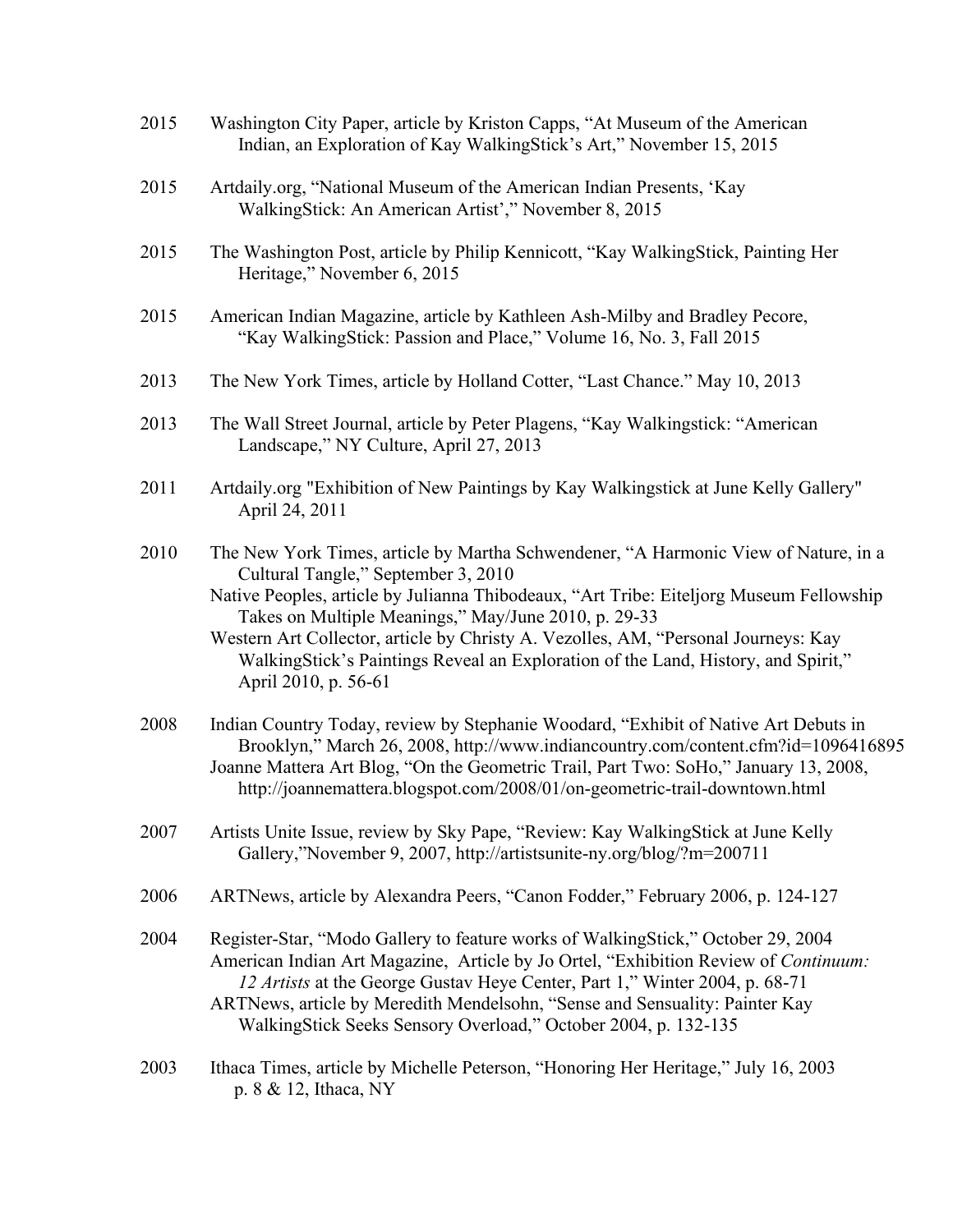2015 Washington City Paper, article by Kriston Capps, “At Museum of the American Indian, an Exploration of Kay WalkingStick’s Art,” November 15, 2015

2015 Artdaily.org, “National Museum of the American Indian Presents, ‘Kay WalkingStick: An American Artist’,” November 8, 2015

2015 The Washington Post, article by Philip Kennicott, “Kay WalkingStick, Painting Her Heritage,” November 6, 2015

2015 American Indian Magazine, article by Kathleen Ash-Milby and Bradley Pecore, “Kay WalkingStick: Passion and Place,” Volume 16, No. 3, Fall 2015

2013 The New York Times, article by Holland Cotter, “Last Chance.” May 10, 2013

2013 The Wall Street Journal, article by Peter Plagens, “Kay Walkingstick: “American Landscape,” NY Culture, April 27, 2013

2011 Artdaily.org "Exhibition of New Paintings by Kay Walkingstick at June Kelly Gallery" April 24, 2011

2010 The New York Times, article by Martha Schwendener, “A Harmonic View of Nature, in a Cultural Tangle,” September 3, 2010
Native Peoples, article by Julianna Thibodeaux, “Art Tribe: Eiteljorg Museum Fellowship Takes on Multiple Meanings,” May/June 2010, p. 29-33
Western Art Collector, article by Christy A. Vezolles, AM, “Personal Journeys: Kay WalkingStick’s Paintings Reveal an Exploration of the Land, History, and Spirit,” April 2010, p. 56-61

2008 Indian Country Today, review by Stephanie Woodard, “Exhibit of Native Art Debuts in Brooklyn,” March 26, 2008, http://www.indiancountry.com/content.cfm?id=1096416895
Joanne Mattera Art Blog, “On the Geometric Trail, Part Two: SoHo,” January 13, 2008, http://joannemattera.blogspot.com/2008/01/on-geometric-trail-downtown.html

2007 Artists Unite Issue, review by Sky Pape, “Review: Kay WalkingStick at June Kelly Gallery,”November 9, 2007, http://artistsunite-ny.org/blog/?m=200711

2006 ARTNews, article by Alexandra Peers, “Canon Fodder,” February 2006, p. 124-127

2004 Register-Star, “Modo Gallery to feature works of WalkingStick,” October 29, 2004
American Indian Art Magazine, Article by Jo Ortel, “Exhibition Review of *Continuum: 12 Artists* at the George Gustav Heye Center, Part 1,” Winter 2004, p. 68-71
ARTNews, article by Meredith Mendelsohn, “Sense and Sensuality: Painter Kay WalkingStick Seeks Sensory Overload,” October 2004, p. 132-135

2003 Ithaca Times, article by Michelle Peterson, “Honoring Her Heritage,” July 16, 2003 p. 8 & 12, Ithaca, NY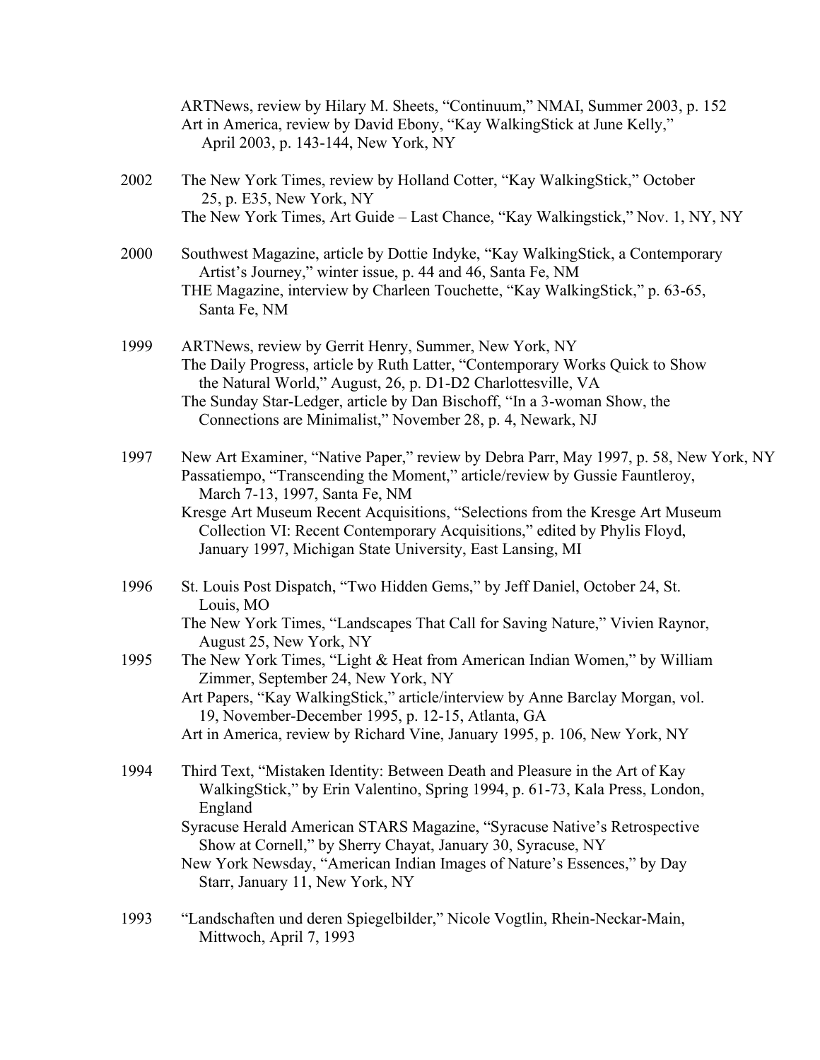ARTNews, review by Hilary M. Sheets, "Continuum," NMAI, Summer 2003, p. 152
Art in America, review by David Ebony, "Kay WalkingStick at June Kelly," April 2003, p. 143-144, New York, NY

2002 The New York Times, review by Holland Cotter, "Kay WalkingStick," October 25, p. E35, New York, NY
The New York Times, Art Guide – Last Chance, "Kay Walkingstick," Nov. 1, NY, NY

2000 Southwest Magazine, article by Dottie Indyke, "Kay WalkingStick, a Contemporary Artist's Journey," winter issue, p. 44 and 46, Santa Fe, NM
THE Magazine, interview by Charleen Touchette, "Kay WalkingStick," p. 63-65, Santa Fe, NM

1999 ARTNews, review by Gerrit Henry, Summer, New York, NY
The Daily Progress, article by Ruth Latter, "Contemporary Works Quick to Show the Natural World," August, 26, p. D1-D2 Charlottesville, VA
The Sunday Star-Ledger, article by Dan Bischoff, "In a 3-woman Show, the Connections are Minimalist," November 28, p. 4, Newark, NJ

1997 New Art Examiner, "Native Paper," review by Debra Parr, May 1997, p. 58, New York, NY
Passatiempo, "Transcending the Moment," article/review by Gussie Fauntleroy, March 7-13, 1997, Santa Fe, NM
Kresge Art Museum Recent Acquisitions, "Selections from the Kresge Art Museum Collection VI: Recent Contemporary Acquisitions," edited by Phylis Floyd, January 1997, Michigan State University, East Lansing, MI

1996 St. Louis Post Dispatch, "Two Hidden Gems," by Jeff Daniel, October 24, St. Louis, MO
The New York Times, "Landscapes That Call for Saving Nature," Vivien Raynor, August 25, New York, NY

1995 The New York Times, "Light & Heat from American Indian Women," by William Zimmer, September 24, New York, NY
Art Papers, "Kay WalkingStick," article/interview by Anne Barclay Morgan, vol. 19, November-December 1995, p. 12-15, Atlanta, GA
Art in America, review by Richard Vine, January 1995, p. 106, New York, NY

1994 Third Text, "Mistaken Identity: Between Death and Pleasure in the Art of Kay WalkingStick," by Erin Valentino, Spring 1994, p. 61-73, Kala Press, London, England
Syracuse Herald American STARS Magazine, "Syracuse Native's Retrospective Show at Cornell," by Sherry Chayat, January 30, Syracuse, NY
New York Newsday, "American Indian Images of Nature's Essences," by Day Starr, January 11, New York, NY

1993 "Landschaften und deren Spiegelbilder," Nicole Vogtlin, Rhein-Neckar-Main, Mittwoch, April 7, 1993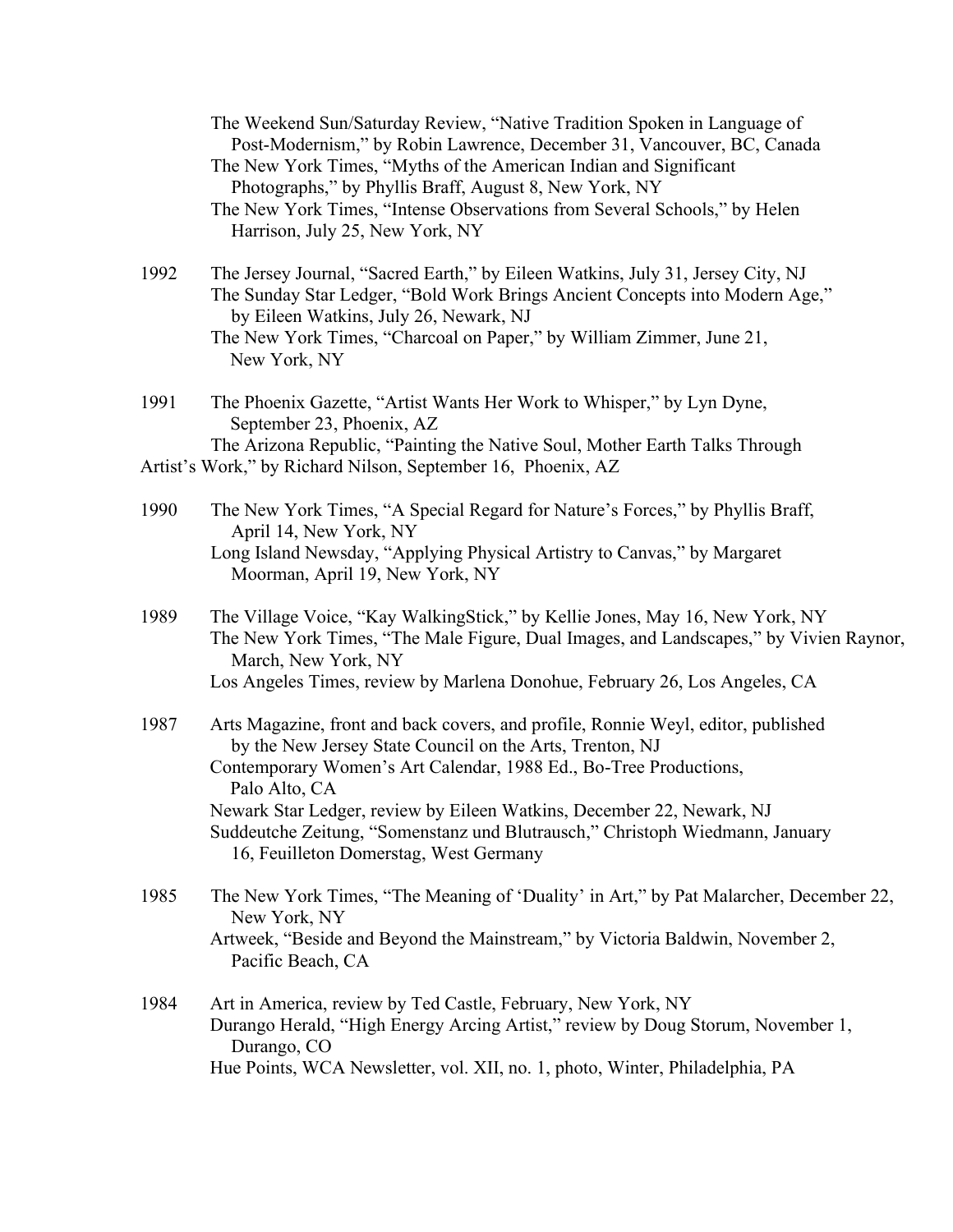The Weekend Sun/Saturday Review, "Native Tradition Spoken in Language of Post-Modernism," by Robin Lawrence, December 31, Vancouver, BC, Canada
The New York Times, "Myths of the American Indian and Significant Photographs," by Phyllis Braff, August 8, New York, NY
The New York Times, "Intense Observations from Several Schools," by Helen Harrison, July 25, New York, NY

1992 The Jersey Journal, "Sacred Earth," by Eileen Watkins, July 31, Jersey City, NJ
The Sunday Star Ledger, "Bold Work Brings Ancient Concepts into Modern Age," by Eileen Watkins, July 26, Newark, NJ
The New York Times, "Charcoal on Paper," by William Zimmer, June 21, New York, NY

1991 The Phoenix Gazette, "Artist Wants Her Work to Whisper," by Lyn Dyne, September 23, Phoenix, AZ
The Arizona Republic, "Painting the Native Soul, Mother Earth Talks Through Artist's Work," by Richard Nilson, September 16, Phoenix, AZ

1990 The New York Times, "A Special Regard for Nature's Forces," by Phyllis Braff, April 14, New York, NY
Long Island Newsday, "Applying Physical Artistry to Canvas," by Margaret Moorman, April 19, New York, NY

1989 The Village Voice, "Kay WalkingStick," by Kellie Jones, May 16, New York, NY
The New York Times, "The Male Figure, Dual Images, and Landscapes," by Vivien Raynor, March, New York, NY
Los Angeles Times, review by Marlena Donohue, February 26, Los Angeles, CA

1987 Arts Magazine, front and back covers, and profile, Ronnie Weyl, editor, published by the New Jersey State Council on the Arts, Trenton, NJ
Contemporary Women's Art Calendar, 1988 Ed., Bo-Tree Productions, Palo Alto, CA
Newark Star Ledger, review by Eileen Watkins, December 22, Newark, NJ
Suddeutche Zeitung, "Somenstanz und Blutrausch," Christoph Wiedmann, January 16, Feuilleton Domerstag, West Germany

1985 The New York Times, "The Meaning of 'Duality' in Art," by Pat Malarcher, December 22, New York, NY
Artweek, "Beside and Beyond the Mainstream," by Victoria Baldwin, November 2, Pacific Beach, CA

1984 Art in America, review by Ted Castle, February, New York, NY
Durango Herald, "High Energy Arcing Artist," review by Doug Storum, November 1, Durango, CO
Hue Points, WCA Newsletter, vol. XII, no. 1, photo, Winter, Philadelphia, PA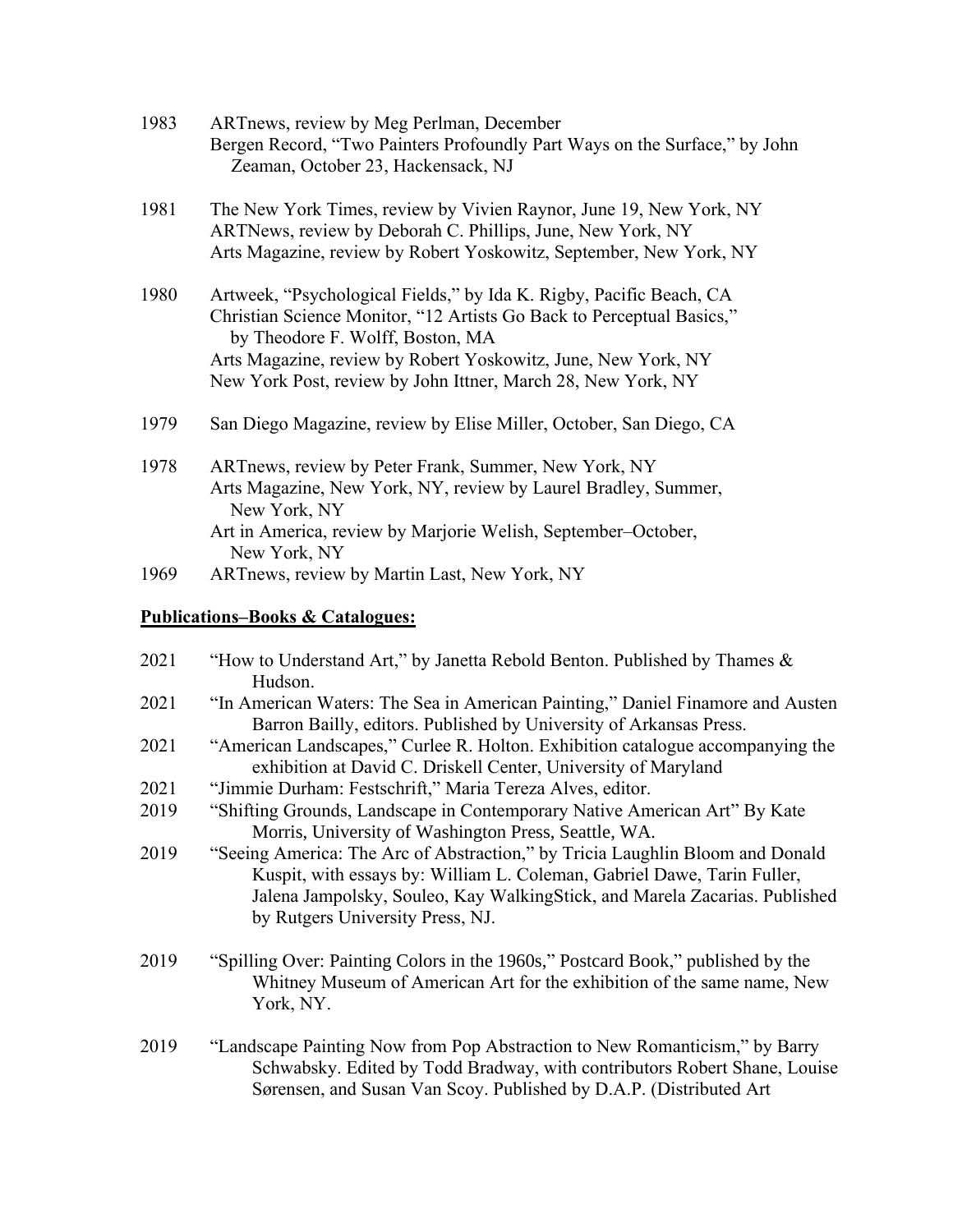1983 ARTnews, review by Meg Perlman, December
Bergen Record, "Two Painters Profoundly Part Ways on the Surface," by John Zeaman, October 23, Hackensack, NJ

1981 The New York Times, review by Vivien Raynor, June 19, New York, NY
ARTNews, review by Deborah C. Phillips, June, New York, NY
Arts Magazine, review by Robert Yoskowitz, September, New York, NY

1980 Artweek, "Psychological Fields," by Ida K. Rigby, Pacific Beach, CA
Christian Science Monitor, "12 Artists Go Back to Perceptual Basics," by Theodore F. Wolff, Boston, MA
Arts Magazine, review by Robert Yoskowitz, June, New York, NY
New York Post, review by John Ittner, March 28, New York, NY

1979 San Diego Magazine, review by Elise Miller, October, San Diego, CA

1978 ARTnews, review by Peter Frank, Summer, New York, NY
Arts Magazine, New York, NY, review by Laurel Bradley, Summer, New York, NY
Art in America, review by Marjorie Welish, September–October, New York, NY

1969 ARTnews, review by Martin Last, New York, NY

**Publications–Books & Catalogues:**

2021 "How to Understand Art," by Janetta Rebold Benton. Published by Thames & Hudson.

2021 "In American Waters: The Sea in American Painting," Daniel Finamore and Austen Barron Bailly, editors. Published by University of Arkansas Press.

2021 "American Landscapes," Curlee R. Holton. Exhibition catalogue accompanying the exhibition at David C. Driskell Center, University of Maryland

2021 "Jimmie Durham: Festschrift," Maria Tereza Alves, editor.

2019 "Shifting Grounds, Landscape in Contemporary Native American Art" By Kate Morris, University of Washington Press, Seattle, WA.

2019 "Seeing America: The Arc of Abstraction," by Tricia Laughlin Bloom and Donald Kuspit, with essays by: William L. Coleman, Gabriel Dawe, Tarin Fuller, Jalena Jampolsky, Souleo, Kay WalkingStick, and Marela Zacarias. Published by Rutgers University Press, NJ.

2019 "Spilling Over: Painting Colors in the 1960s," Postcard Book," published by the Whitney Museum of American Art for the exhibition of the same name, New York, NY.

2019 "Landscape Painting Now from Pop Abstraction to New Romanticism," by Barry Schwabsky. Edited by Todd Bradway, with contributors Robert Shane, Louise Sørensen, and Susan Van Scoy. Published by D.A.P. (Distributed Art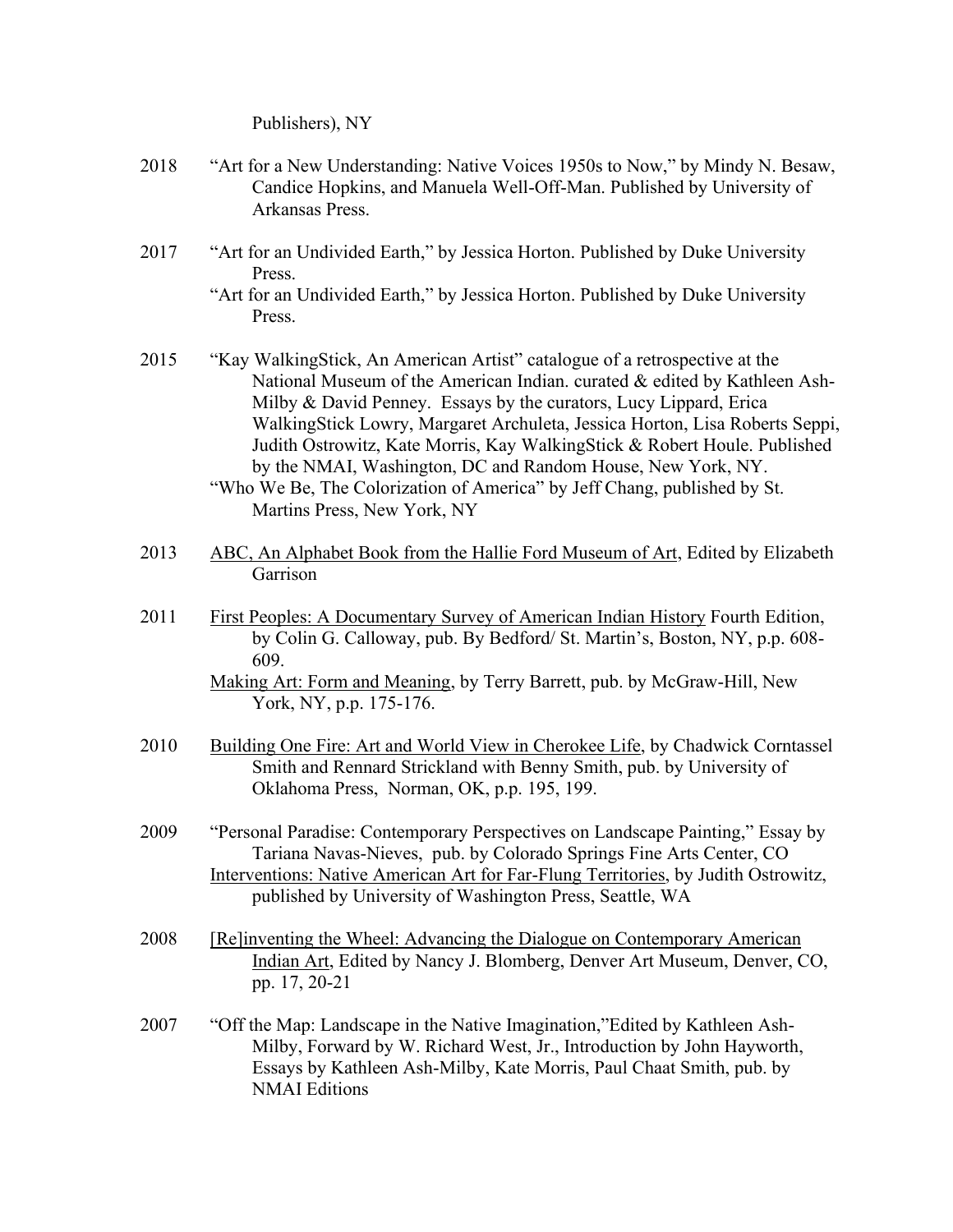Publishers), NY

2018 "Art for a New Understanding: Native Voices 1950s to Now," by Mindy N. Besaw, Candice Hopkins, and Manuela Well-Off-Man. Published by University of Arkansas Press.

2017 "Art for an Undivided Earth," by Jessica Horton. Published by Duke University Press.
"Art for an Undivided Earth," by Jessica Horton. Published by Duke University Press.

2015 "Kay WalkingStick, An American Artist" catalogue of a retrospective at the National Museum of the American Indian. curated & edited by Kathleen Ash-Milby & David Penney. Essays by the curators, Lucy Lippard, Erica WalkingStick Lowry, Margaret Archuleta, Jessica Horton, Lisa Roberts Seppi, Judith Ostrowitz, Kate Morris, Kay WalkingStick & Robert Houle. Published by the NMAI, Washington, DC and Random House, New York, NY.
"Who We Be, The Colorization of America" by Jeff Chang, published by St. Martins Press, New York, NY

2013 <u>ABC, An Alphabet Book from the Hallie Ford Museum of Art</u>, Edited by Elizabeth Garrison

2011 <u>First Peoples: A Documentary Survey of American Indian History</u> Fourth Edition, by Colin G. Calloway, pub. By Bedford/ St. Martin's, Boston, NY, p.p. 608-609.
<u>Making Art: Form and Meaning</u>, by Terry Barrett, pub. by McGraw-Hill, New York, NY, p.p. 175-176.

2010 <u>Building One Fire: Art and World View in Cherokee Life</u>, by Chadwick Corntassel Smith and Rennard Strickland with Benny Smith, pub. by University of Oklahoma Press, Norman, OK, p.p. 195, 199.

2009 "Personal Paradise: Contemporary Perspectives on Landscape Painting," Essay by Tariana Navas-Nieves, pub. by Colorado Springs Fine Arts Center, CO
<u>Interventions: Native American Art for Far-Flung Territories</u>, by Judith Ostrowitz, published by University of Washington Press, Seattle, WA

2008 <u>[Re]inventing the Wheel: Advancing the Dialogue on Contemporary American Indian Art</u>, Edited by Nancy J. Blomberg, Denver Art Museum, Denver, CO, pp. 17, 20-21

2007 "Off the Map: Landscape in the Native Imagination,"Edited by Kathleen Ash-Milby, Forward by W. Richard West, Jr., Introduction by John Hayworth, Essays by Kathleen Ash-Milby, Kate Morris, Paul Chaat Smith, pub. by NMAI Editions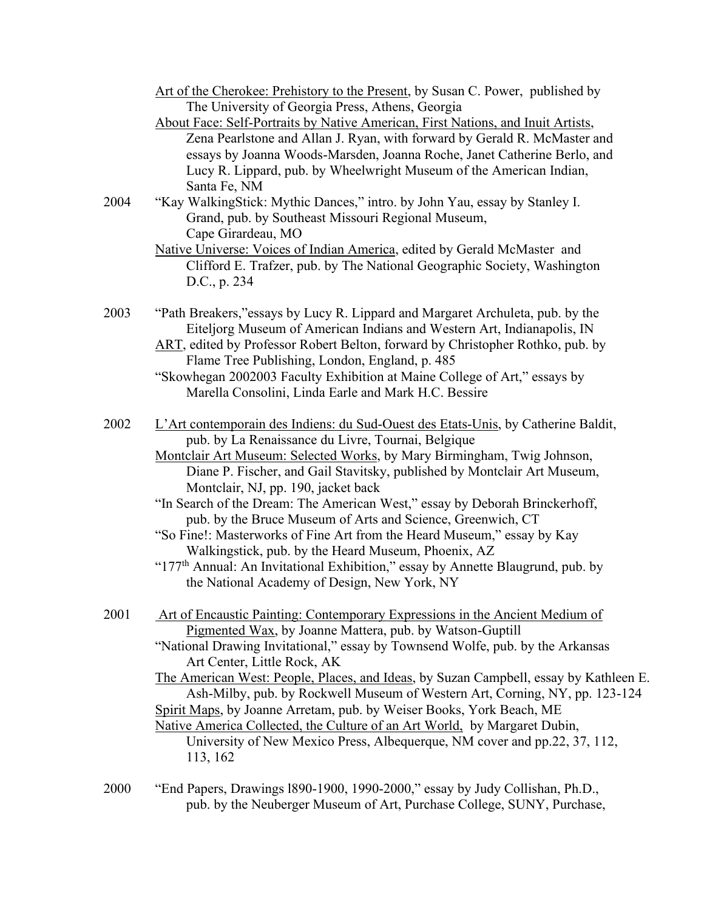Art of the Cherokee: Prehistory to the Present, by Susan C. Power, published by The University of Georgia Press, Athens, Georgia

About Face: Self-Portraits by Native American, First Nations, and Inuit Artists, Zena Pearlstone and Allan J. Ryan, with forward by Gerald R. McMaster and essays by Joanna Woods-Marsden, Joanna Roche, Janet Catherine Berlo, and Lucy R. Lippard, pub. by Wheelwright Museum of the American Indian, Santa Fe, NM

2004 "Kay WalkingStick: Mythic Dances," intro. by John Yau, essay by Stanley I. Grand, pub. by Southeast Missouri Regional Museum, Cape Girardeau, MO

Native Universe: Voices of Indian America, edited by Gerald McMaster and Clifford E. Trafzer, pub. by The National Geographic Society, Washington D.C., p. 234

2003 "Path Breakers,"essays by Lucy R. Lippard and Margaret Archuleta, pub. by the Eiteljorg Museum of American Indians and Western Art, Indianapolis, IN

ART, edited by Professor Robert Belton, forward by Christopher Rothko, pub. by Flame Tree Publishing, London, England, p. 485

"Skowhegan 2002003 Faculty Exhibition at Maine College of Art," essays by Marella Consolini, Linda Earle and Mark H.C. Bessire

2002 L'Art contemporain des Indiens: du Sud-Ouest des Etats-Unis, by Catherine Baldit, pub. by La Renaissance du Livre, Tournai, Belgique

Montclair Art Museum: Selected Works, by Mary Birmingham, Twig Johnson, Diane P. Fischer, and Gail Stavitsky, published by Montclair Art Museum, Montclair, NJ, pp. 190, jacket back

"In Search of the Dream: The American West," essay by Deborah Brinckerhoff, pub. by the Bruce Museum of Arts and Science, Greenwich, CT

"So Fine!: Masterworks of Fine Art from the Heard Museum," essay by Kay Walkingstick, pub. by the Heard Museum, Phoenix, AZ

"177th Annual: An Invitational Exhibition," essay by Annette Blaugrund, pub. by the National Academy of Design, New York, NY

2001 Art of Encaustic Painting: Contemporary Expressions in the Ancient Medium of Pigmented Wax, by Joanne Mattera, pub. by Watson-Guptill

"National Drawing Invitational," essay by Townsend Wolfe, pub. by the Arkansas Art Center, Little Rock, AK

The American West: People, Places, and Ideas, by Suzan Campbell, essay by Kathleen E. Ash-Milby, pub. by Rockwell Museum of Western Art, Corning, NY, pp. 123-124

Spirit Maps, by Joanne Arretam, pub. by Weiser Books, York Beach, ME

Native America Collected, the Culture of an Art World, by Margaret Dubin, University of New Mexico Press, Albequerque, NM cover and pp.22, 37, 112, 113, 162

2000 "End Papers, Drawings l890-1900, 1990-2000," essay by Judy Collishan, Ph.D., pub. by the Neuberger Museum of Art, Purchase College, SUNY, Purchase,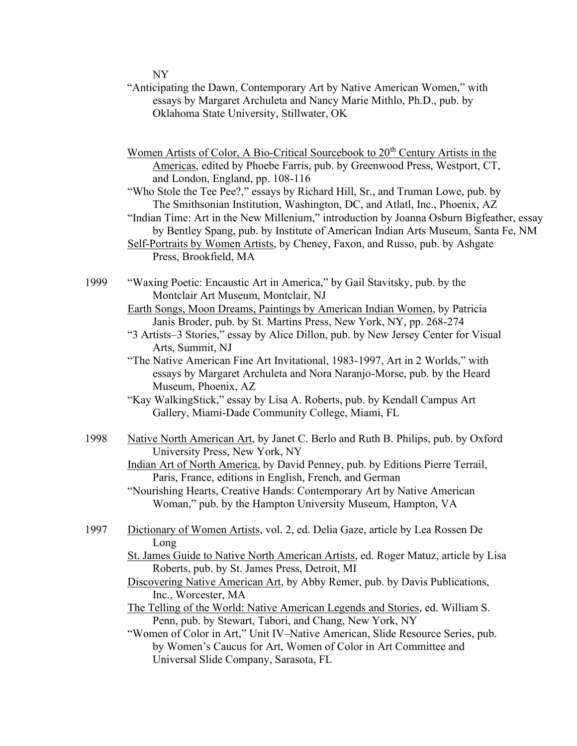NY

"Anticipating the Dawn, Contemporary Art by Native American Women," with essays by Margaret Archuleta and Nancy Marie Mithlo, Ph.D., pub. by Oklahoma State University, Stillwater, OK

Women Artists of Color, A Bio-Critical Sourcebook to 20th Century Artists in the Americas, edited by Phoebe Farris, pub. by Greenwood Press, Westport, CT, and London, England, pp. 108-116

"Who Stole the Tee Pee?," essays by Richard Hill, Sr., and Truman Lowe, pub. by The Smithsonian Institution, Washington, DC, and Atlatl, Inc., Phoenix, AZ

"Indian Time: Art in the New Millenium," introduction by Joanna Osburn Bigfeather, essay by Bentley Spang, pub. by Institute of American Indian Arts Museum, Santa Fe, NM

Self-Portraits by Women Artists, by Cheney, Faxon, and Russo, pub. by Ashgate Press, Brookfield, MA

1999 "Waxing Poetic: Encaustic Art in America," by Gail Stavitsky, pub. by the Montclair Art Museum, Montclair, NJ

Earth Songs, Moon Dreams, Paintings by American Indian Women, by Patricia Janis Broder, pub. by St. Martins Press, New York, NY, pp. 268-274

"3 Artists–3 Stories," essay by Alice Dillon, pub. by New Jersey Center for Visual Arts, Summit, NJ

"The Native American Fine Art Invitational, 1983-1997, Art in 2 Worlds," with essays by Margaret Archuleta and Nora Naranjo-Morse, pub. by the Heard Museum, Phoenix, AZ

"Kay WalkingStick," essay by Lisa A. Roberts, pub. by Kendall Campus Art Gallery, Miami-Dade Community College, Miami, FL

1998 Native North American Art, by Janet C. Berlo and Ruth B. Philips, pub. by Oxford University Press, New York, NY

Indian Art of North America, by David Penney, pub. by Editions Pierre Terrail, Paris, France, editions in English, French, and German

"Nourishing Hearts, Creative Hands: Contemporary Art by Native American Woman," pub. by the Hampton University Museum, Hampton, VA

1997 Dictionary of Women Artists, vol. 2, ed. Delia Gaze, article by Lea Rossen De Long

St. James Guide to Native North American Artists, ed. Roger Matuz, article by Lisa Roberts, pub. by St. James Press, Detroit, MI

Discovering Native American Art, by Abby Remer, pub. by Davis Publications, Inc., Worcester, MA

The Telling of the World: Native American Legends and Stories, ed. William S. Penn, pub. by Stewart, Tabori, and Chang, New York, NY

"Women of Color in Art," Unit IV–Native American, Slide Resource Series, pub. by Women's Caucus for Art, Women of Color in Art Committee and Universal Slide Company, Sarasota, FL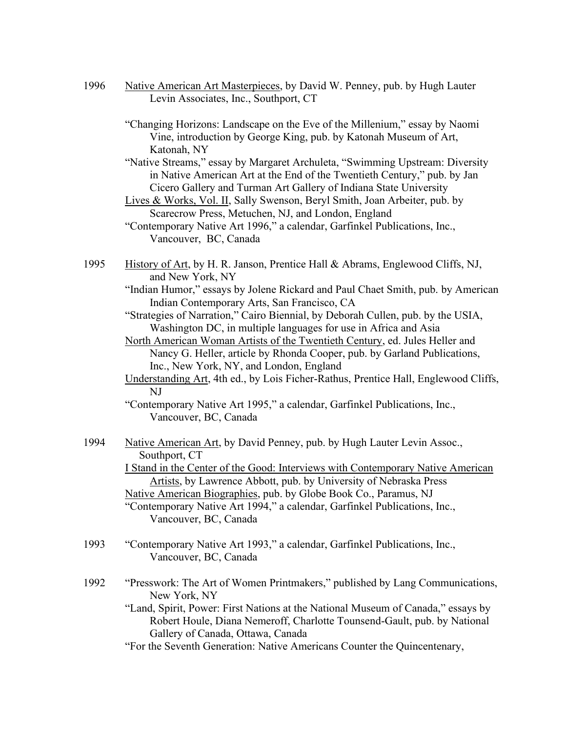1996 Native American Art Masterpieces, by David W. Penney, pub. by Hugh Lauter Levin Associates, Inc., Southport, CT

"Changing Horizons: Landscape on the Eve of the Millenium," essay by Naomi Vine, introduction by George King, pub. by Katonah Museum of Art, Katonah, NY

"Native Streams," essay by Margaret Archuleta, "Swimming Upstream: Diversity in Native American Art at the End of the Twentieth Century," pub. by Jan Cicero Gallery and Turman Art Gallery of Indiana State University

Lives & Works, Vol. II, Sally Swenson, Beryl Smith, Joan Arbeiter, pub. by Scarecrow Press, Metuchen, NJ, and London, England

"Contemporary Native Art 1996," a calendar, Garfinkel Publications, Inc., Vancouver, BC, Canada

1995 History of Art, by H. R. Janson, Prentice Hall & Abrams, Englewood Cliffs, NJ, and New York, NY

"Indian Humor," essays by Jolene Rickard and Paul Chaet Smith, pub. by American Indian Contemporary Arts, San Francisco, CA

"Strategies of Narration," Cairo Biennial, by Deborah Cullen, pub. by the USIA, Washington DC, in multiple languages for use in Africa and Asia

North American Woman Artists of the Twentieth Century, ed. Jules Heller and Nancy G. Heller, article by Rhonda Cooper, pub. by Garland Publications, Inc., New York, NY, and London, England

Understanding Art, 4th ed., by Lois Ficher-Rathus, Prentice Hall, Englewood Cliffs, NJ

"Contemporary Native Art 1995," a calendar, Garfinkel Publications, Inc., Vancouver, BC, Canada

1994 Native American Art, by David Penney, pub. by Hugh Lauter Levin Assoc., Southport, CT

I Stand in the Center of the Good: Interviews with Contemporary Native American Artists, by Lawrence Abbott, pub. by University of Nebraska Press

Native American Biographies, pub. by Globe Book Co., Paramus, NJ

"Contemporary Native Art 1994," a calendar, Garfinkel Publications, Inc., Vancouver, BC, Canada

1993 "Contemporary Native Art 1993," a calendar, Garfinkel Publications, Inc., Vancouver, BC, Canada

1992 "Presswork: The Art of Women Printmakers," published by Lang Communications, New York, NY

"Land, Spirit, Power: First Nations at the National Museum of Canada," essays by Robert Houle, Diana Nemeroff, Charlotte Tounsend-Gault, pub. by National Gallery of Canada, Ottawa, Canada

"For the Seventh Generation: Native Americans Counter the Quincentenary,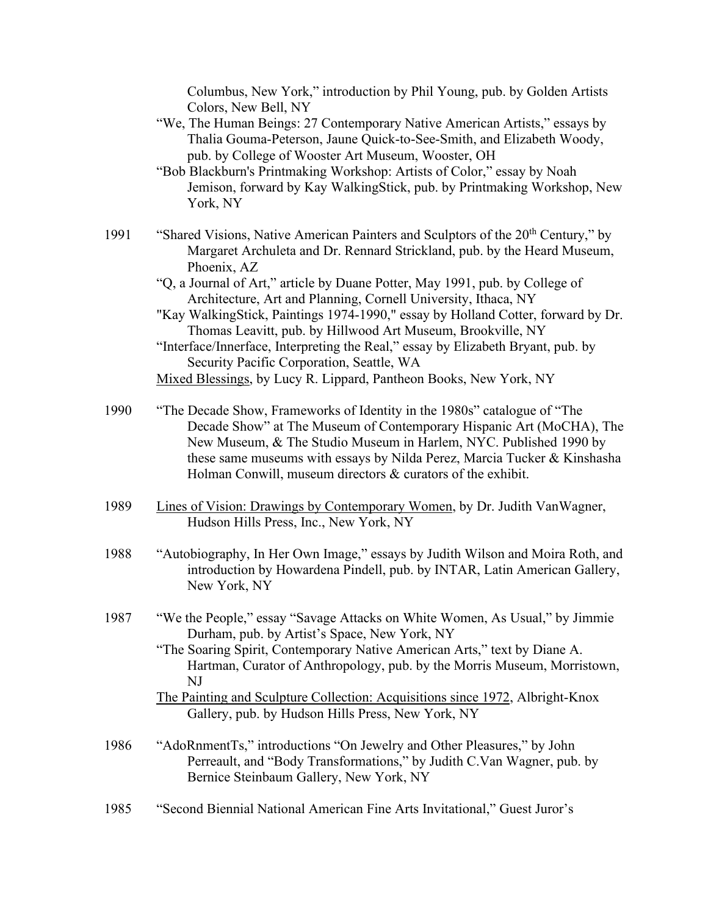Columbus, New York," introduction by Phil Young, pub. by Golden Artists Colors, New Bell, NY

"We, The Human Beings: 27 Contemporary Native American Artists," essays by Thalia Gouma-Peterson, Jaune Quick-to-See-Smith, and Elizabeth Woody, pub. by College of Wooster Art Museum, Wooster, OH

"Bob Blackburn's Printmaking Workshop: Artists of Color," essay by Noah Jemison, forward by Kay WalkingStick, pub. by Printmaking Workshop, New York, NY

1991 "Shared Visions, Native American Painters and Sculptors of the 20th Century," by Margaret Archuleta and Dr. Rennard Strickland, pub. by the Heard Museum, Phoenix, AZ

"Q, a Journal of Art," article by Duane Potter, May 1991, pub. by College of Architecture, Art and Planning, Cornell University, Ithaca, NY

"Kay WalkingStick, Paintings 1974-1990," essay by Holland Cotter, forward by Dr. Thomas Leavitt, pub. by Hillwood Art Museum, Brookville, NY

"Interface/Innerface, Interpreting the Real," essay by Elizabeth Bryant, pub. by Security Pacific Corporation, Seattle, WA

Mixed Blessings, by Lucy R. Lippard, Pantheon Books, New York, NY

1990 "The Decade Show, Frameworks of Identity in the 1980s" catalogue of "The Decade Show" at The Museum of Contemporary Hispanic Art (MoCHA), The New Museum, & The Studio Museum in Harlem, NYC. Published 1990 by these same museums with essays by Nilda Perez, Marcia Tucker & Kinshasha Holman Conwill, museum directors & curators of the exhibit.

1989 Lines of Vision: Drawings by Contemporary Women, by Dr. Judith VanWagner, Hudson Hills Press, Inc., New York, NY

1988 "Autobiography, In Her Own Image," essays by Judith Wilson and Moira Roth, and introduction by Howardena Pindell, pub. by INTAR, Latin American Gallery, New York, NY

1987 "We the People," essay "Savage Attacks on White Women, As Usual," by Jimmie Durham, pub. by Artist's Space, New York, NY

"The Soaring Spirit, Contemporary Native American Arts," text by Diane A. Hartman, Curator of Anthropology, pub. by the Morris Museum, Morristown, NJ

The Painting and Sculpture Collection: Acquisitions since 1972, Albright-Knox Gallery, pub. by Hudson Hills Press, New York, NY

1986 "AdoRnmentTs," introductions "On Jewelry and Other Pleasures," by John Perreault, and "Body Transformations," by Judith C.Van Wagner, pub. by Bernice Steinbaum Gallery, New York, NY

1985 "Second Biennial National American Fine Arts Invitational," Guest Juror's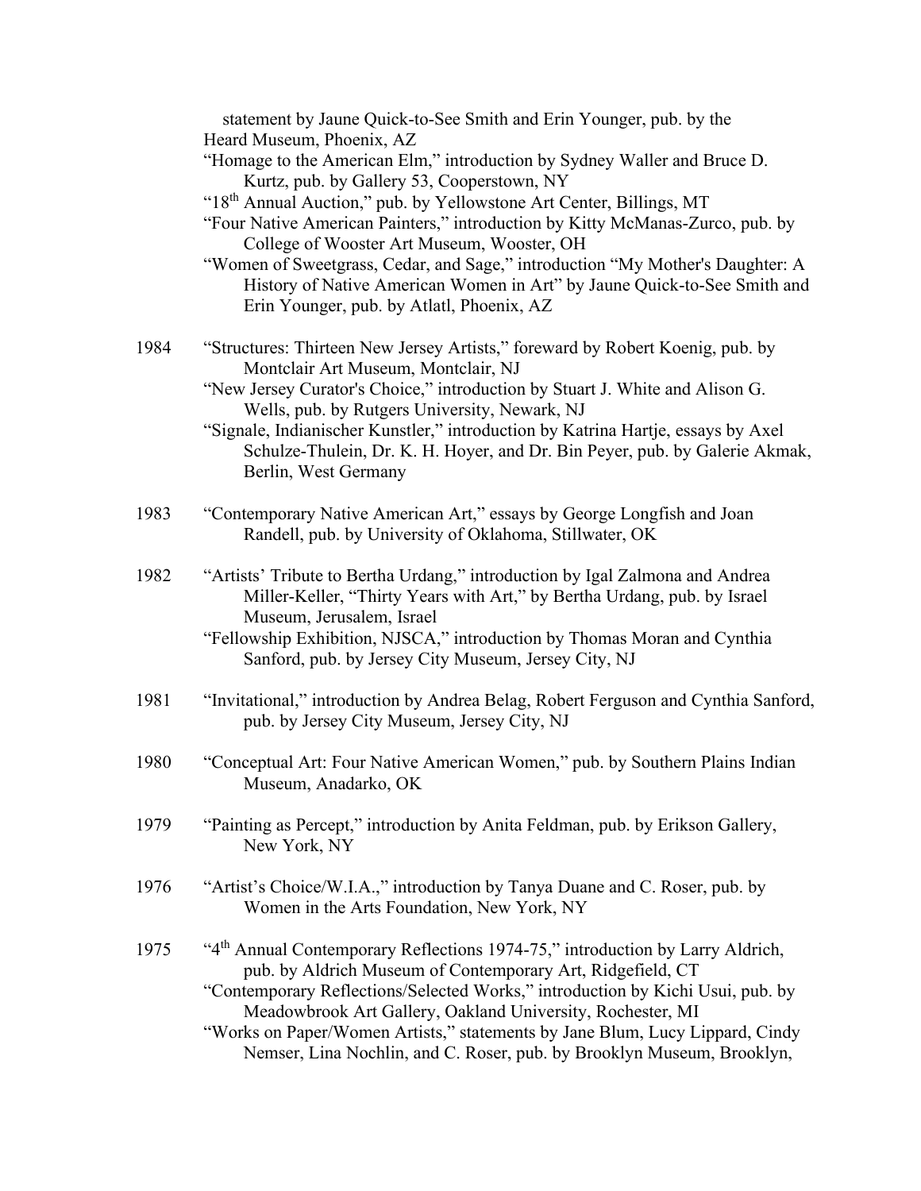statement by Jaune Quick-to-See Smith and Erin Younger, pub. by the Heard Museum, Phoenix, AZ

"Homage to the American Elm," introduction by Sydney Waller and Bruce D. Kurtz, pub. by Gallery 53, Cooperstown, NY

"18th Annual Auction," pub. by Yellowstone Art Center, Billings, MT

"Four Native American Painters," introduction by Kitty McManas-Zurco, pub. by College of Wooster Art Museum, Wooster, OH

"Women of Sweetgrass, Cedar, and Sage," introduction "My Mother's Daughter: A History of Native American Women in Art" by Jaune Quick-to-See Smith and Erin Younger, pub. by Atlatl, Phoenix, AZ

1984 "Structures: Thirteen New Jersey Artists," foreward by Robert Koenig, pub. by Montclair Art Museum, Montclair, NJ

"New Jersey Curator's Choice," introduction by Stuart J. White and Alison G. Wells, pub. by Rutgers University, Newark, NJ

"Signale, Indianischer Kunstler," introduction by Katrina Hartje, essays by Axel Schulze-Thulein, Dr. K. H. Hoyer, and Dr. Bin Peyer, pub. by Galerie Akmak, Berlin, West Germany

1983 "Contemporary Native American Art," essays by George Longfish and Joan Randell, pub. by University of Oklahoma, Stillwater, OK

1982 "Artists' Tribute to Bertha Urdang," introduction by Igal Zalmona and Andrea Miller-Keller, "Thirty Years with Art," by Bertha Urdang, pub. by Israel Museum, Jerusalem, Israel

"Fellowship Exhibition, NJSCA," introduction by Thomas Moran and Cynthia Sanford, pub. by Jersey City Museum, Jersey City, NJ

1981 "Invitational," introduction by Andrea Belag, Robert Ferguson and Cynthia Sanford, pub. by Jersey City Museum, Jersey City, NJ

1980 "Conceptual Art: Four Native American Women," pub. by Southern Plains Indian Museum, Anadarko, OK

1979 "Painting as Percept," introduction by Anita Feldman, pub. by Erikson Gallery, New York, NY

1976 "Artist's Choice/W.I.A.," introduction by Tanya Duane and C. Roser, pub. by Women in the Arts Foundation, New York, NY

1975 "4th Annual Contemporary Reflections 1974-75," introduction by Larry Aldrich, pub. by Aldrich Museum of Contemporary Art, Ridgefield, CT

"Contemporary Reflections/Selected Works," introduction by Kichi Usui, pub. by Meadowbrook Art Gallery, Oakland University, Rochester, MI

"Works on Paper/Women Artists," statements by Jane Blum, Lucy Lippard, Cindy Nemser, Lina Nochlin, and C. Roser, pub. by Brooklyn Museum, Brooklyn,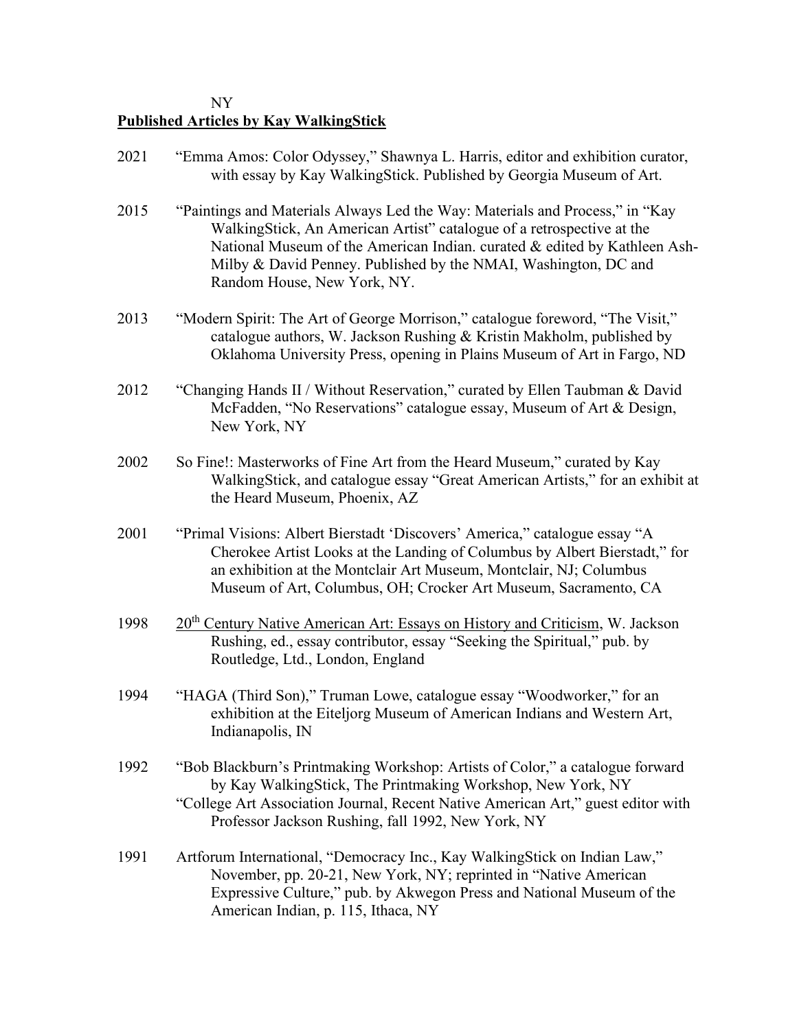NY

**Published Articles by Kay WalkingStick**

2021 "Emma Amos: Color Odyssey," Shawnya L. Harris, editor and exhibition curator, with essay by Kay WalkingStick. Published by Georgia Museum of Art.

2015 "Paintings and Materials Always Led the Way: Materials and Process," in "Kay WalkingStick, An American Artist" catalogue of a retrospective at the National Museum of the American Indian. curated & edited by Kathleen Ash-Milby & David Penney. Published by the NMAI, Washington, DC and Random House, New York, NY.

2013 "Modern Spirit: The Art of George Morrison," catalogue foreword, "The Visit," catalogue authors, W. Jackson Rushing & Kristin Makholm, published by Oklahoma University Press, opening in Plains Museum of Art in Fargo, ND

2012 "Changing Hands II / Without Reservation," curated by Ellen Taubman & David McFadden, "No Reservations" catalogue essay, Museum of Art & Design, New York, NY

2002 So Fine!: Masterworks of Fine Art from the Heard Museum," curated by Kay WalkingStick, and catalogue essay "Great American Artists," for an exhibit at the Heard Museum, Phoenix, AZ

2001 "Primal Visions: Albert Bierstadt 'Discovers' America," catalogue essay "A Cherokee Artist Looks at the Landing of Columbus by Albert Bierstadt," for an exhibition at the Montclair Art Museum, Montclair, NJ; Columbus Museum of Art, Columbus, OH; Crocker Art Museum, Sacramento, CA

1998 <u>20th Century Native American Art: Essays on History and Criticism</u>, W. Jackson Rushing, ed., essay contributor, essay "Seeking the Spiritual," pub. by Routledge, Ltd., London, England

1994 "HAGA (Third Son)," Truman Lowe, catalogue essay "Woodworker," for an exhibition at the Eiteljorg Museum of American Indians and Western Art, Indianapolis, IN

1992 "Bob Blackburn's Printmaking Workshop: Artists of Color," a catalogue forward by Kay WalkingStick, The Printmaking Workshop, New York, NY
"College Art Association Journal, Recent Native American Art," guest editor with Professor Jackson Rushing, fall 1992, New York, NY

1991 Artforum International, "Democracy Inc., Kay WalkingStick on Indian Law," November, pp. 20-21, New York, NY; reprinted in "Native American Expressive Culture," pub. by Akwegon Press and National Museum of the American Indian, p. 115, Ithaca, NY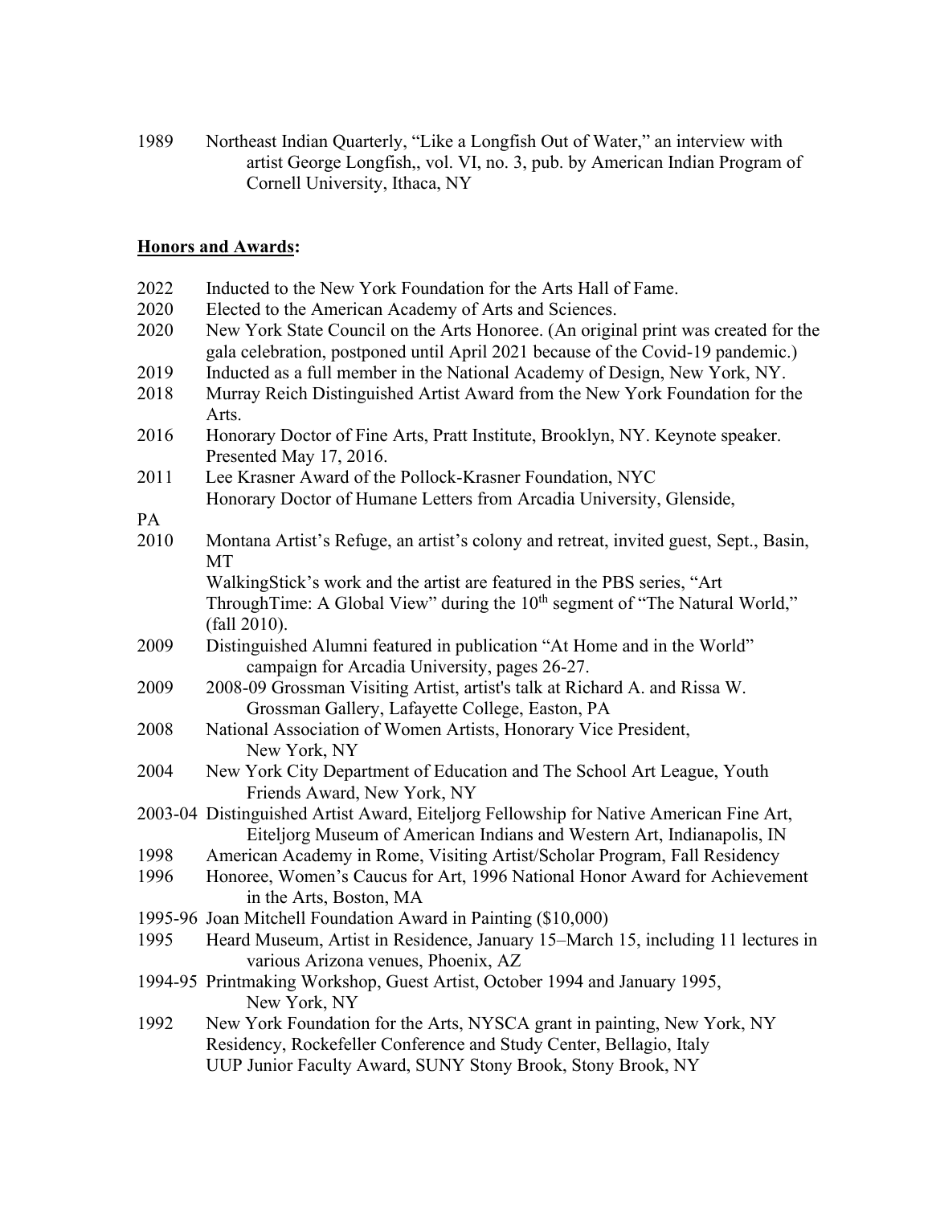1989 Northeast Indian Quarterly, "Like a Longfish Out of Water," an interview with artist George Longfish,, vol. VI, no. 3, pub. by American Indian Program of Cornell University, Ithaca, NY

**Honors and Awards:**

2022 Inducted to the New York Foundation for the Arts Hall of Fame.

2020 Elected to the American Academy of Arts and Sciences.

2020 New York State Council on the Arts Honoree. (An original print was created for the gala celebration, postponed until April 2021 because of the Covid-19 pandemic.)

2019 Inducted as a full member in the National Academy of Design, New York, NY.

2018 Murray Reich Distinguished Artist Award from the New York Foundation for the Arts.

2016 Honorary Doctor of Fine Arts, Pratt Institute, Brooklyn, NY. Keynote speaker. Presented May 17, 2016.

2011 Lee Krasner Award of the Pollock-Krasner Foundation, NYC
Honorary Doctor of Humane Letters from Arcadia University, Glenside, PA

2010 Montana Artist's Refuge, an artist's colony and retreat, invited guest, Sept., Basin, MT
WalkingStick's work and the artist are featured in the PBS series, "Art ThroughTime: A Global View" during the 10th segment of "The Natural World," (fall 2010).

2009 Distinguished Alumni featured in publication "At Home and in the World" campaign for Arcadia University, pages 26-27.

2009 2008-09 Grossman Visiting Artist, artist's talk at Richard A. and Rissa W. Grossman Gallery, Lafayette College, Easton, PA

2008 National Association of Women Artists, Honorary Vice President, New York, NY

2004 New York City Department of Education and The School Art League, Youth Friends Award, New York, NY

2003-04 Distinguished Artist Award, Eiteljorg Fellowship for Native American Fine Art, Eiteljorg Museum of American Indians and Western Art, Indianapolis, IN

1998 American Academy in Rome, Visiting Artist/Scholar Program, Fall Residency

1996 Honoree, Women's Caucus for Art, 1996 National Honor Award for Achievement in the Arts, Boston, MA

1995-96 Joan Mitchell Foundation Award in Painting ($10,000)

1995 Heard Museum, Artist in Residence, January 15–March 15, including 11 lectures in various Arizona venues, Phoenix, AZ

1994-95 Printmaking Workshop, Guest Artist, October 1994 and January 1995, New York, NY

1992 New York Foundation for the Arts, NYSCA grant in painting, New York, NY
Residency, Rockefeller Conference and Study Center, Bellagio, Italy
UUP Junior Faculty Award, SUNY Stony Brook, Stony Brook, NY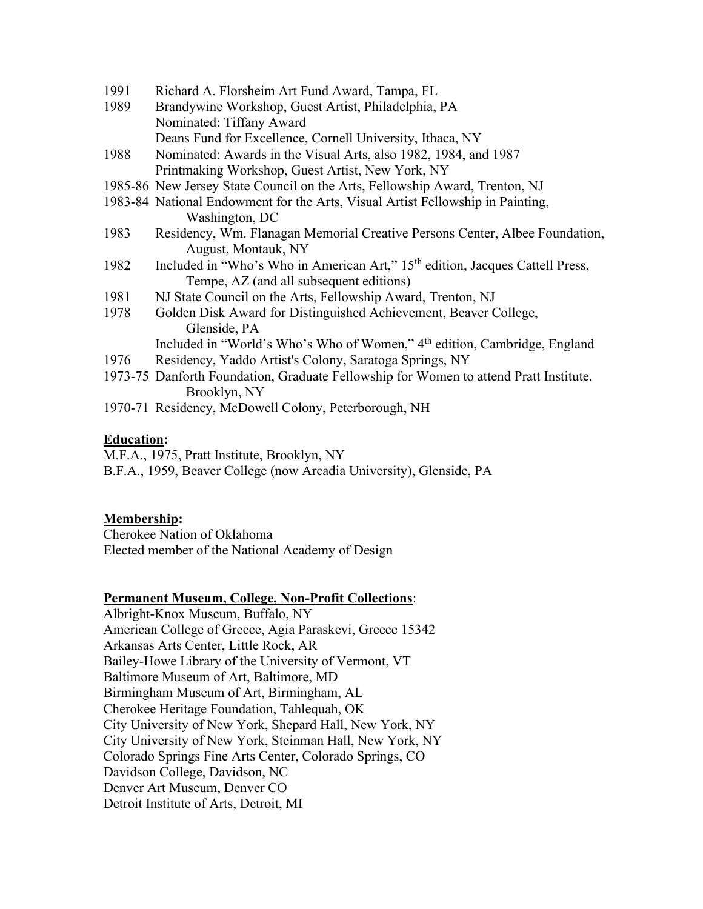1991 Richard A. Florsheim Art Fund Award, Tampa, FL

1989 Brandywine Workshop, Guest Artist, Philadelphia, PA
Nominated: Tiffany Award
Deans Fund for Excellence, Cornell University, Ithaca, NY

1988 Nominated: Awards in the Visual Arts, also 1982, 1984, and 1987
Printmaking Workshop, Guest Artist, New York, NY

1985-86 New Jersey State Council on the Arts, Fellowship Award, Trenton, NJ

1983-84 National Endowment for the Arts, Visual Artist Fellowship in Painting, Washington, DC

1983 Residency, Wm. Flanagan Memorial Creative Persons Center, Albee Foundation, August, Montauk, NY

1982 Included in "Who's Who in American Art," 15th edition, Jacques Cattell Press, Tempe, AZ (and all subsequent editions)

1981 NJ State Council on the Arts, Fellowship Award, Trenton, NJ

1978 Golden Disk Award for Distinguished Achievement, Beaver College, Glenside, PA
Included in "World's Who's Who of Women," 4th edition, Cambridge, England

1976 Residency, Yaddo Artist's Colony, Saratoga Springs, NY

1973-75 Danforth Foundation, Graduate Fellowship for Women to attend Pratt Institute, Brooklyn, NY

1970-71 Residency, McDowell Colony, Peterborough, NH

**Education:**

M.F.A., 1975, Pratt Institute, Brooklyn, NY
B.F.A., 1959, Beaver College (now Arcadia University), Glenside, PA

**Membership:**

Cherokee Nation of Oklahoma
Elected member of the National Academy of Design

**Permanent Museum, College, Non-Profit Collections**:

Albright-Knox Museum, Buffalo, NY
American College of Greece, Agia Paraskevi, Greece 15342
Arkansas Arts Center, Little Rock, AR
Bailey-Howe Library of the University of Vermont, VT
Baltimore Museum of Art, Baltimore, MD
Birmingham Museum of Art, Birmingham, AL
Cherokee Heritage Foundation, Tahlequah, OK
City University of New York, Shepard Hall, New York, NY
City University of New York, Steinman Hall, New York, NY
Colorado Springs Fine Arts Center, Colorado Springs, CO
Davidson College, Davidson, NC
Denver Art Museum, Denver CO
Detroit Institute of Arts, Detroit, MI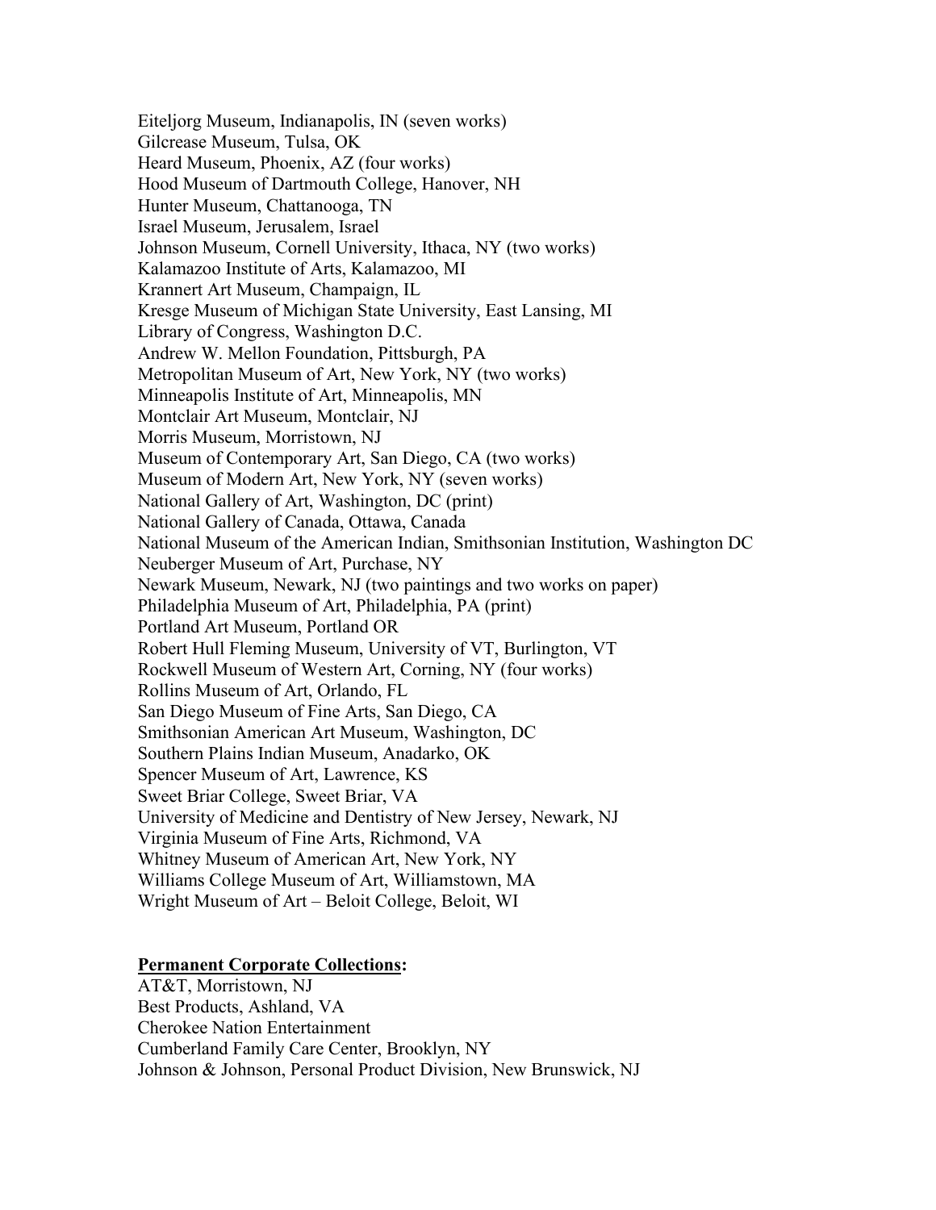Eiteljorg Museum, Indianapolis, IN (seven works)
Gilcrease Museum, Tulsa, OK
Heard Museum, Phoenix, AZ (four works)
Hood Museum of Dartmouth College, Hanover, NH
Hunter Museum, Chattanooga, TN
Israel Museum, Jerusalem, Israel
Johnson Museum, Cornell University, Ithaca, NY (two works)
Kalamazoo Institute of Arts, Kalamazoo, MI
Krannert Art Museum, Champaign, IL
Kresge Museum of Michigan State University, East Lansing, MI
Library of Congress, Washington D.C.
Andrew W. Mellon Foundation, Pittsburgh, PA
Metropolitan Museum of Art, New York, NY (two works)
Minneapolis Institute of Art, Minneapolis, MN
Montclair Art Museum, Montclair, NJ
Morris Museum, Morristown, NJ
Museum of Contemporary Art, San Diego, CA (two works)
Museum of Modern Art, New York, NY (seven works)
National Gallery of Art, Washington, DC (print)
National Gallery of Canada, Ottawa, Canada
National Museum of the American Indian, Smithsonian Institution, Washington DC
Neuberger Museum of Art, Purchase, NY
Newark Museum, Newark, NJ (two paintings and two works on paper)
Philadelphia Museum of Art, Philadelphia, PA (print)
Portland Art Museum, Portland OR
Robert Hull Fleming Museum, University of VT, Burlington, VT
Rockwell Museum of Western Art, Corning, NY (four works)
Rollins Museum of Art, Orlando, FL
San Diego Museum of Fine Arts, San Diego, CA
Smithsonian American Art Museum, Washington, DC
Southern Plains Indian Museum, Anadarko, OK
Spencer Museum of Art, Lawrence, KS
Sweet Briar College, Sweet Briar, VA
University of Medicine and Dentistry of New Jersey, Newark, NJ
Virginia Museum of Fine Arts, Richmond, VA
Whitney Museum of American Art, New York, NY
Williams College Museum of Art, Williamstown, MA
Wright Museum of Art – Beloit College, Beloit, WI

**Permanent Corporate Collections:**

AT&T, Morristown, NJ
Best Products, Ashland, VA
Cherokee Nation Entertainment
Cumberland Family Care Center, Brooklyn, NY
Johnson & Johnson, Personal Product Division, New Brunswick, NJ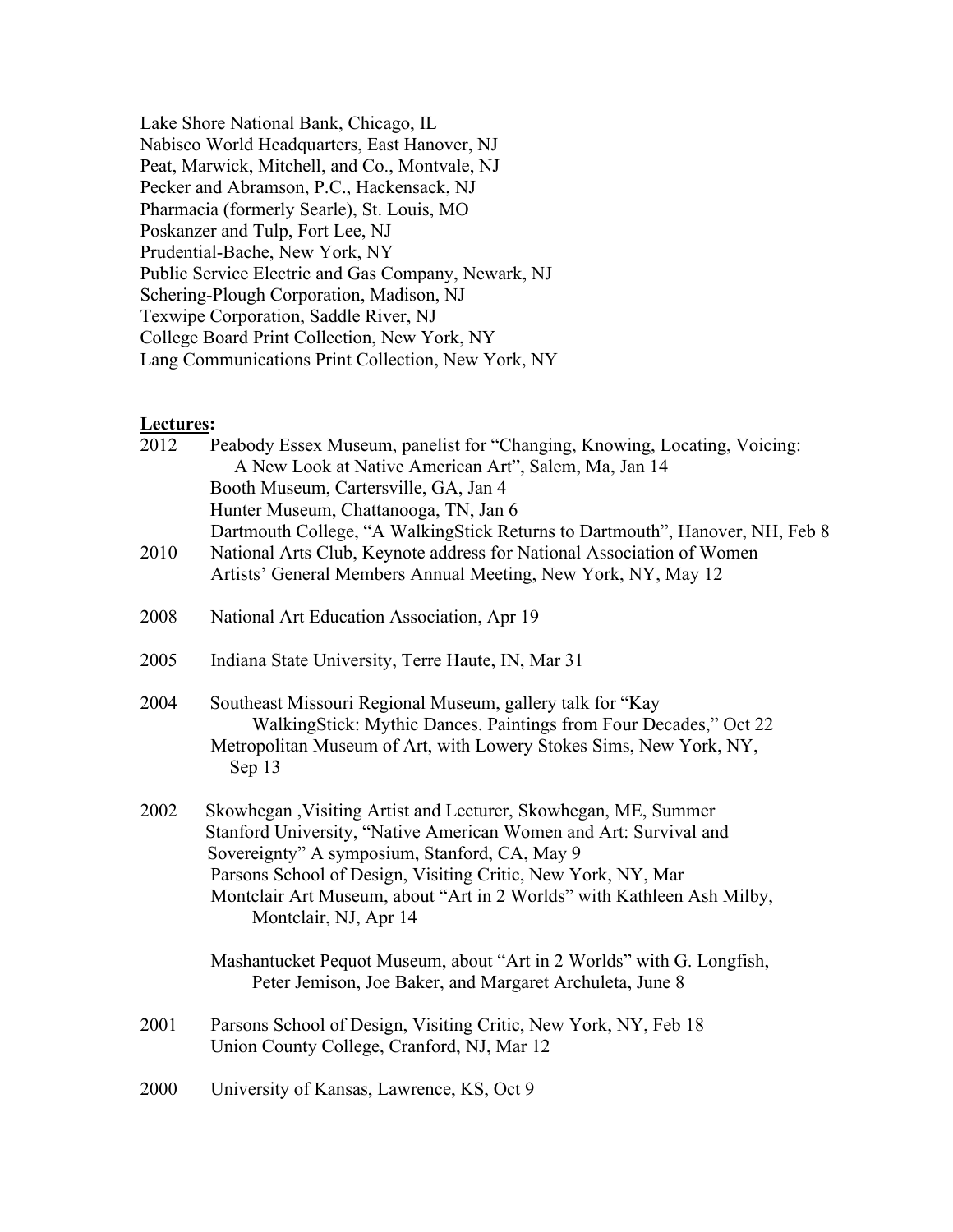Lake Shore National Bank, Chicago, IL
Nabisco World Headquarters, East Hanover, NJ
Peat, Marwick, Mitchell, and Co., Montvale, NJ
Pecker and Abramson, P.C., Hackensack, NJ
Pharmacia (formerly Searle), St. Louis, MO
Poskanzer and Tulp, Fort Lee, NJ
Prudential-Bache, New York, NY
Public Service Electric and Gas Company, Newark, NJ
Schering-Plough Corporation, Madison, NJ
Texwipe Corporation, Saddle River, NJ
College Board Print Collection, New York, NY
Lang Communications Print Collection, New York, NY

**Lectures:**

2012 Peabody Essex Museum, panelist for "Changing, Knowing, Locating, Voicing: A New Look at Native American Art", Salem, Ma, Jan 14
Booth Museum, Cartersville, GA, Jan 4
Hunter Museum, Chattanooga, TN, Jan 6
Dartmouth College, "A WalkingStick Returns to Dartmouth", Hanover, NH, Feb 8

2010 National Arts Club, Keynote address for National Association of Women Artists' General Members Annual Meeting, New York, NY, May 12

2008 National Art Education Association, Apr 19

2005 Indiana State University, Terre Haute, IN, Mar 31

2004 Southeast Missouri Regional Museum, gallery talk for "Kay WalkingStick: Mythic Dances. Paintings from Four Decades," Oct 22
Metropolitan Museum of Art, with Lowery Stokes Sims, New York, NY, Sep 13

2002 Skowhegan ,Visiting Artist and Lecturer, Skowhegan, ME, Summer
Stanford University, "Native American Women and Art: Survival and Sovereignty" A symposium, Stanford, CA, May 9
Parsons School of Design, Visiting Critic, New York, NY, Mar
Montclair Art Museum, about "Art in 2 Worlds" with Kathleen Ash Milby, Montclair, NJ, Apr 14

Mashantucket Pequot Museum, about "Art in 2 Worlds" with G. Longfish, Peter Jemison, Joe Baker, and Margaret Archuleta, June 8

2001 Parsons School of Design, Visiting Critic, New York, NY, Feb 18
Union County College, Cranford, NJ, Mar 12

2000 University of Kansas, Lawrence, KS, Oct 9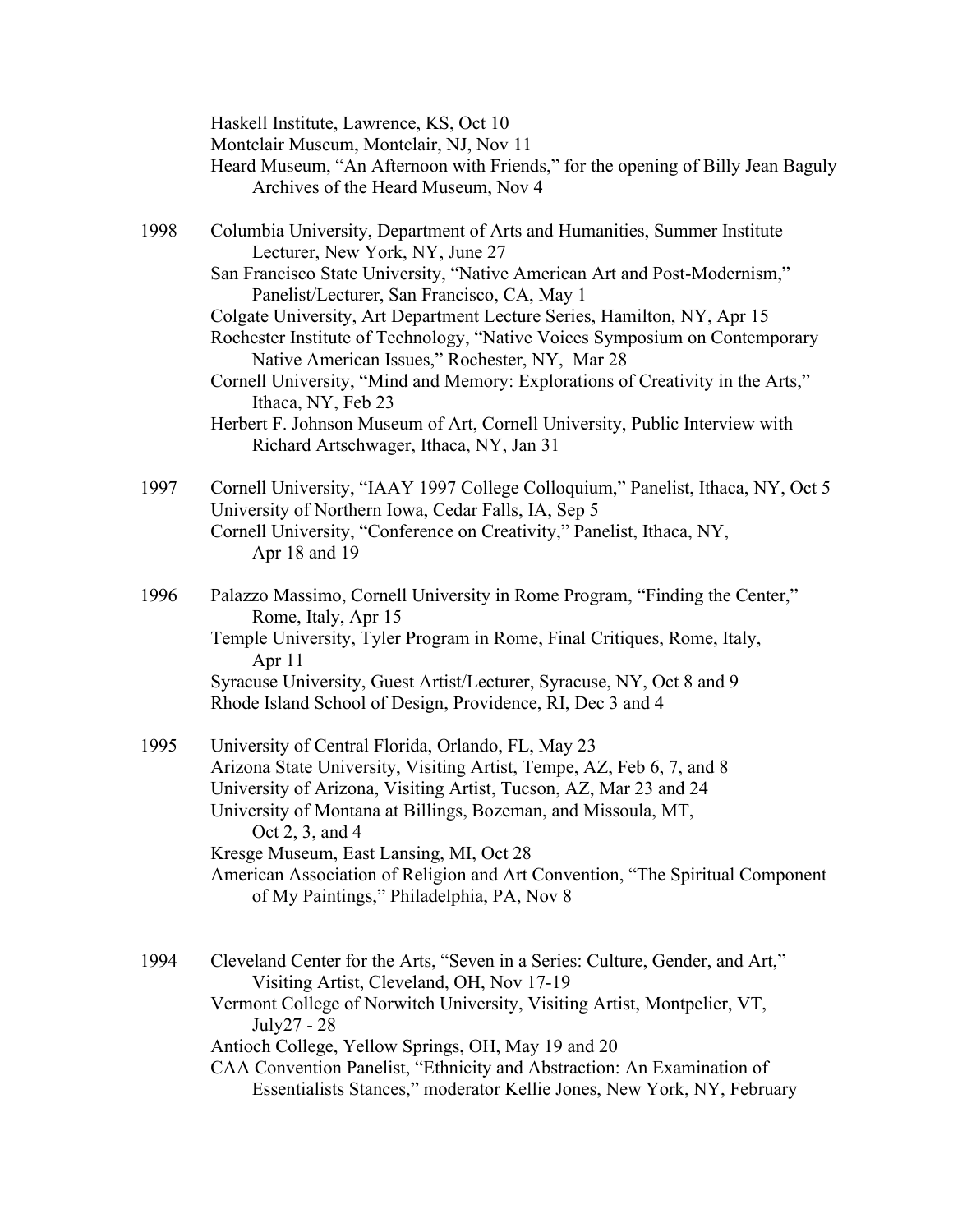Haskell Institute, Lawrence, KS, Oct 10
Montclair Museum, Montclair, NJ, Nov 11
Heard Museum, "An Afternoon with Friends," for the opening of Billy Jean Baguly Archives of the Heard Museum, Nov 4

1998 Columbia University, Department of Arts and Humanities, Summer Institute Lecturer, New York, NY, June 27
San Francisco State University, "Native American Art and Post-Modernism," Panelist/Lecturer, San Francisco, CA, May 1
Colgate University, Art Department Lecture Series, Hamilton, NY, Apr 15
Rochester Institute of Technology, "Native Voices Symposium on Contemporary Native American Issues," Rochester, NY, Mar 28
Cornell University, "Mind and Memory: Explorations of Creativity in the Arts," Ithaca, NY, Feb 23
Herbert F. Johnson Museum of Art, Cornell University, Public Interview with Richard Artschwager, Ithaca, NY, Jan 31

1997 Cornell University, "IAAY 1997 College Colloquium," Panelist, Ithaca, NY, Oct 5
University of Northern Iowa, Cedar Falls, IA, Sep 5
Cornell University, "Conference on Creativity," Panelist, Ithaca, NY, Apr 18 and 19

1996 Palazzo Massimo, Cornell University in Rome Program, "Finding the Center," Rome, Italy, Apr 15
Temple University, Tyler Program in Rome, Final Critiques, Rome, Italy, Apr 11
Syracuse University, Guest Artist/Lecturer, Syracuse, NY, Oct 8 and 9
Rhode Island School of Design, Providence, RI, Dec 3 and 4

1995 University of Central Florida, Orlando, FL, May 23
Arizona State University, Visiting Artist, Tempe, AZ, Feb 6, 7, and 8
University of Arizona, Visiting Artist, Tucson, AZ, Mar 23 and 24
University of Montana at Billings, Bozeman, and Missoula, MT, Oct 2, 3, and 4
Kresge Museum, East Lansing, MI, Oct 28
American Association of Religion and Art Convention, "The Spiritual Component of My Paintings," Philadelphia, PA, Nov 8

1994 Cleveland Center for the Arts, "Seven in a Series: Culture, Gender, and Art," Visiting Artist, Cleveland, OH, Nov 17-19
Vermont College of Norwich University, Visiting Artist, Montpelier, VT, July27 - 28
Antioch College, Yellow Springs, OH, May 19 and 20
CAA Convention Panelist, "Ethnicity and Abstraction: An Examination of Essentialists Stances," moderator Kellie Jones, New York, NY, February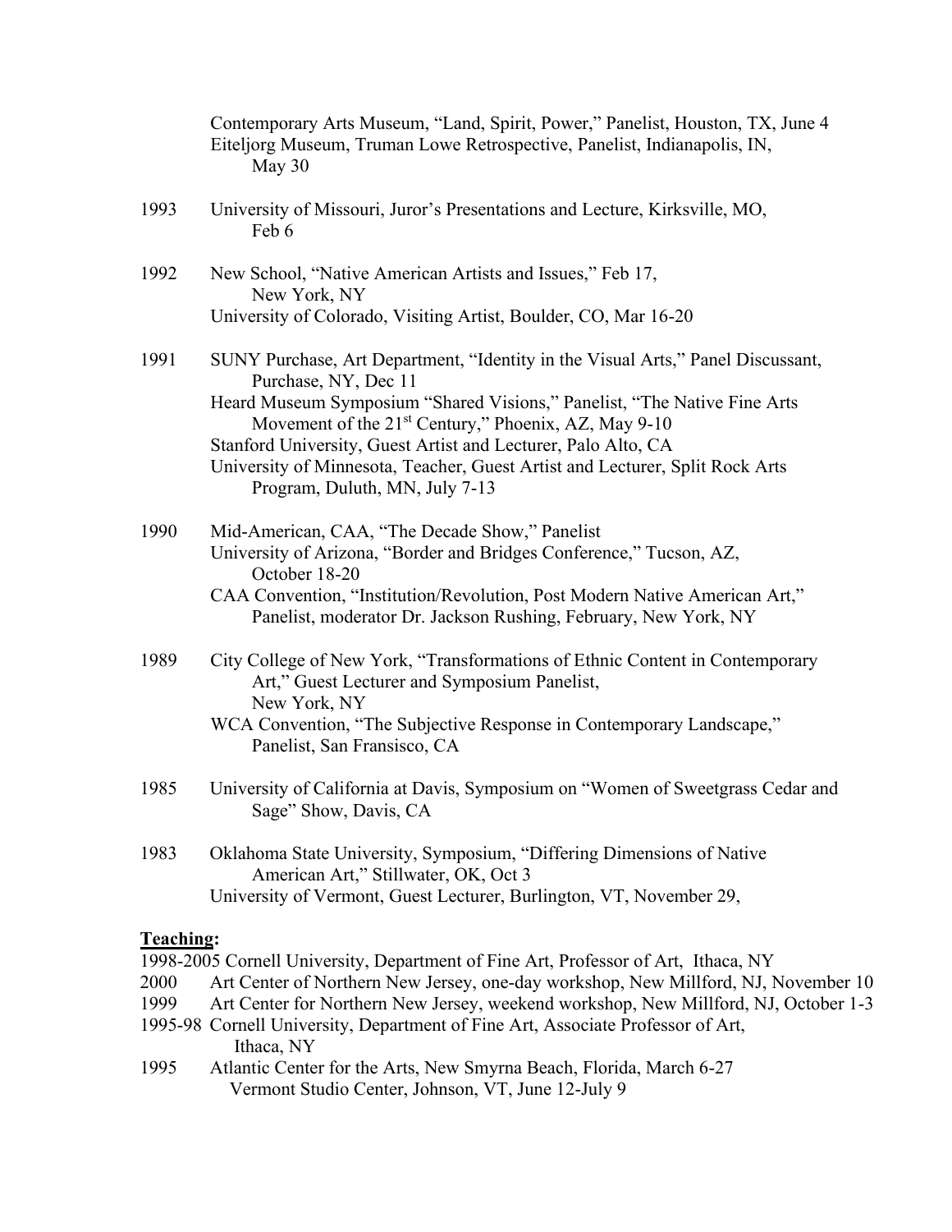Contemporary Arts Museum, "Land, Spirit, Power," Panelist, Houston, TX, June 4
Eiteljorg Museum, Truman Lowe Retrospective, Panelist, Indianapolis, IN, May 30

1993 University of Missouri, Juror's Presentations and Lecture, Kirksville, MO, Feb 6

1992 New School, "Native American Artists and Issues," Feb 17, New York, NY
University of Colorado, Visiting Artist, Boulder, CO, Mar 16-20

1991 SUNY Purchase, Art Department, "Identity in the Visual Arts," Panel Discussant, Purchase, NY, Dec 11
Heard Museum Symposium "Shared Visions," Panelist, "The Native Fine Arts Movement of the 21st Century," Phoenix, AZ, May 9-10
Stanford University, Guest Artist and Lecturer, Palo Alto, CA
University of Minnesota, Teacher, Guest Artist and Lecturer, Split Rock Arts Program, Duluth, MN, July 7-13

1990 Mid-American, CAA, "The Decade Show," Panelist
University of Arizona, "Border and Bridges Conference," Tucson, AZ, October 18-20
CAA Convention, "Institution/Revolution, Post Modern Native American Art," Panelist, moderator Dr. Jackson Rushing, February, New York, NY

1989 City College of New York, "Transformations of Ethnic Content in Contemporary Art," Guest Lecturer and Symposium Panelist, New York, NY
WCA Convention, "The Subjective Response in Contemporary Landscape," Panelist, San Fransisco, CA

1985 University of California at Davis, Symposium on "Women of Sweetgrass Cedar and Sage" Show, Davis, CA

1983 Oklahoma State University, Symposium, "Differing Dimensions of Native American Art," Stillwater, OK, Oct 3
University of Vermont, Guest Lecturer, Burlington, VT, November 29,

**Teaching:**

1998-2005 Cornell University, Department of Fine Art, Professor of Art, Ithaca, NY
2000 Art Center of Northern New Jersey, one-day workshop, New Millford, NJ, November 10
1999 Art Center for Northern New Jersey, weekend workshop, New Millford, NJ, October 1-3
1995-98 Cornell University, Department of Fine Art, Associate Professor of Art, Ithaca, NY
1995 Atlantic Center for the Arts, New Smyrna Beach, Florida, March 6-27
Vermont Studio Center, Johnson, VT, June 12-July 9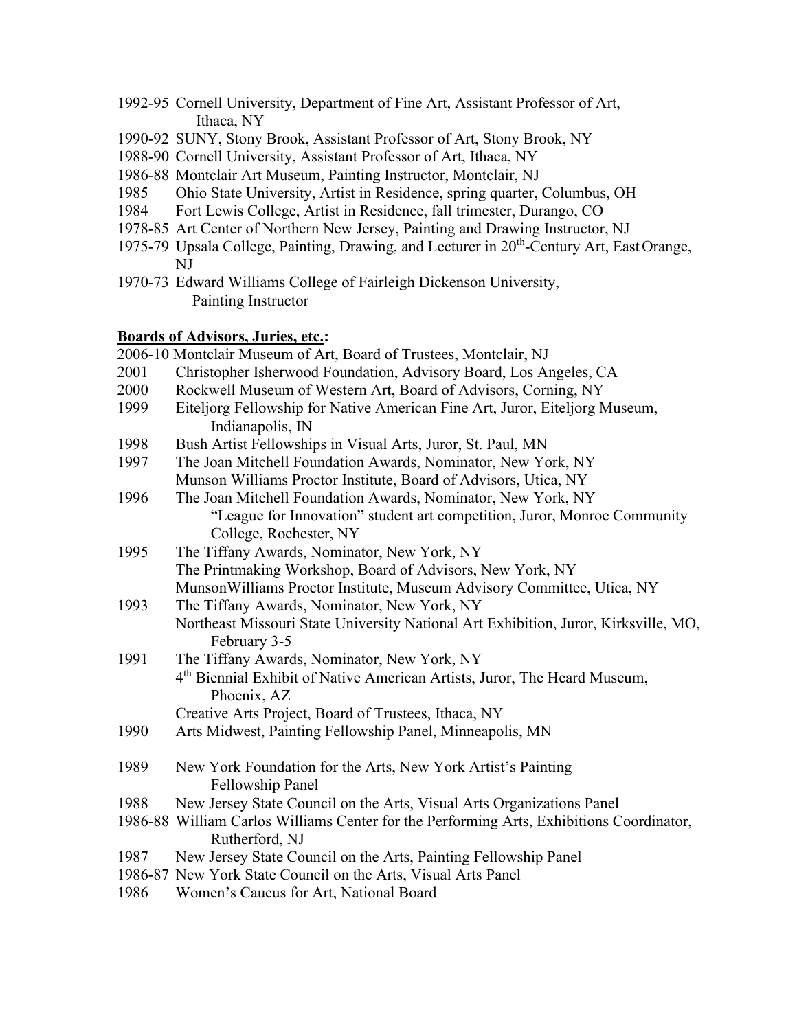1992-95 Cornell University, Department of Fine Art, Assistant Professor of Art, Ithaca, NY
1990-92 SUNY, Stony Brook, Assistant Professor of Art, Stony Brook, NY
1988-90 Cornell University, Assistant Professor of Art, Ithaca, NY
1986-88 Montclair Art Museum, Painting Instructor, Montclair, NJ
1985 Ohio State University, Artist in Residence, spring quarter, Columbus, OH
1984 Fort Lewis College, Artist in Residence, fall trimester, Durango, CO
1978-85 Art Center of Northern New Jersey, Painting and Drawing Instructor, NJ
1975-79 Upsala College, Painting, Drawing, and Lecturer in 20th-Century Art, East Orange, NJ
1970-73 Edward Williams College of Fairleigh Dickenson University, Painting Instructor

**Boards of Advisors, Juries, etc.:**

2006-10 Montclair Museum of Art, Board of Trustees, Montclair, NJ
2001 Christopher Isherwood Foundation, Advisory Board, Los Angeles, CA
2000 Rockwell Museum of Western Art, Board of Advisors, Corning, NY
1999 Eiteljorg Fellowship for Native American Fine Art, Juror, Eiteljorg Museum, Indianapolis, IN
1998 Bush Artist Fellowships in Visual Arts, Juror, St. Paul, MN
1997 The Joan Mitchell Foundation Awards, Nominator, New York, NY
Munson Williams Proctor Institute, Board of Advisors, Utica, NY
1996 The Joan Mitchell Foundation Awards, Nominator, New York, NY
"League for Innovation" student art competition, Juror, Monroe Community College, Rochester, NY
1995 The Tiffany Awards, Nominator, New York, NY
The Printmaking Workshop, Board of Advisors, New York, NY
MunsonWilliams Proctor Institute, Museum Advisory Committee, Utica, NY
1993 The Tiffany Awards, Nominator, New York, NY
Northeast Missouri State University National Art Exhibition, Juror, Kirksville, MO, February 3-5
1991 The Tiffany Awards, Nominator, New York, NY
4th Biennial Exhibit of Native American Artists, Juror, The Heard Museum, Phoenix, AZ
Creative Arts Project, Board of Trustees, Ithaca, NY
1990 Arts Midwest, Painting Fellowship Panel, Minneapolis, MN

1989 New York Foundation for the Arts, New York Artist's Painting Fellowship Panel
1988 New Jersey State Council on the Arts, Visual Arts Organizations Panel
1986-88 William Carlos Williams Center for the Performing Arts, Exhibitions Coordinator, Rutherford, NJ
1987 New Jersey State Council on the Arts, Painting Fellowship Panel
1986-87 New York State Council on the Arts, Visual Arts Panel
1986 Women's Caucus for Art, National Board